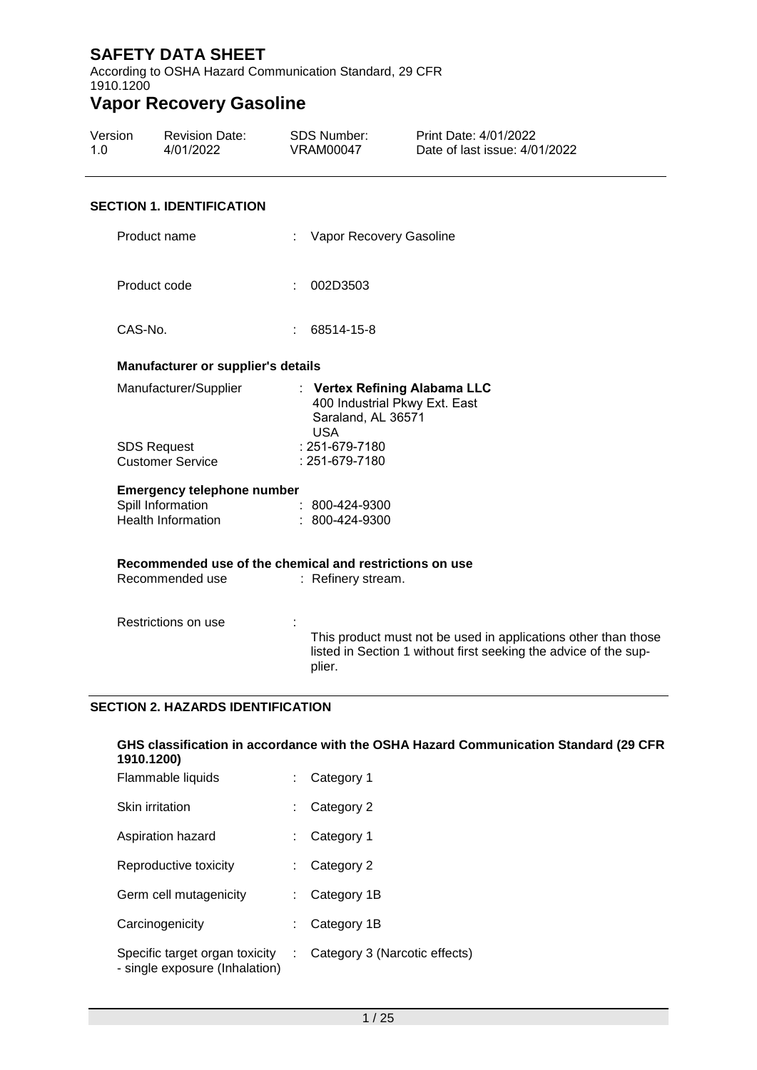# SAFETY DATA SHEET

According to OSHA Hazard Communication Standard, 29 CFR 1910.1200

# Vapor Recovery Gasoline

| Version | Revision Date: | SDS Number: | Print Date: 4/01/2022 |
|---|---|---|---|
| 1.0 | 4/01/2022 | VRAM00047 | Date of last issue: 4/01/2022 |

## SECTION 1. IDENTIFICATION

Product name : Vapor Recovery Gasoline

Product code : 002D3503

CAS-No. : 68514-15-8

### Manufacturer or supplier's details

Manufacturer/Supplier : **Vertex Refining Alabama LLC**
400 Industrial Pkwy Ext. East
Saraland, AL 36571
USA

SDS Request : 251-679-7180
Customer Service : 251-679-7180

### Emergency telephone number

Spill Information : 800-424-9300
Health Information : 800-424-9300

### Recommended use of the chemical and restrictions on use

Recommended use : Refinery stream.

Restrictions on use : This product must not be used in applications other than those listed in Section 1 without first seeking the advice of the supplier.

## SECTION 2. HAZARDS IDENTIFICATION

### GHS classification in accordance with the OSHA Hazard Communication Standard (29 CFR 1910.1200)

Flammable liquids : Category 1

Skin irritation : Category 2

Aspiration hazard : Category 1

Reproductive toxicity : Category 2

Germ cell mutagenicity : Category 1B

Carcinogenicity : Category 1B

Specific target organ toxicity - single exposure (Inhalation) : Category 3 (Narcotic effects)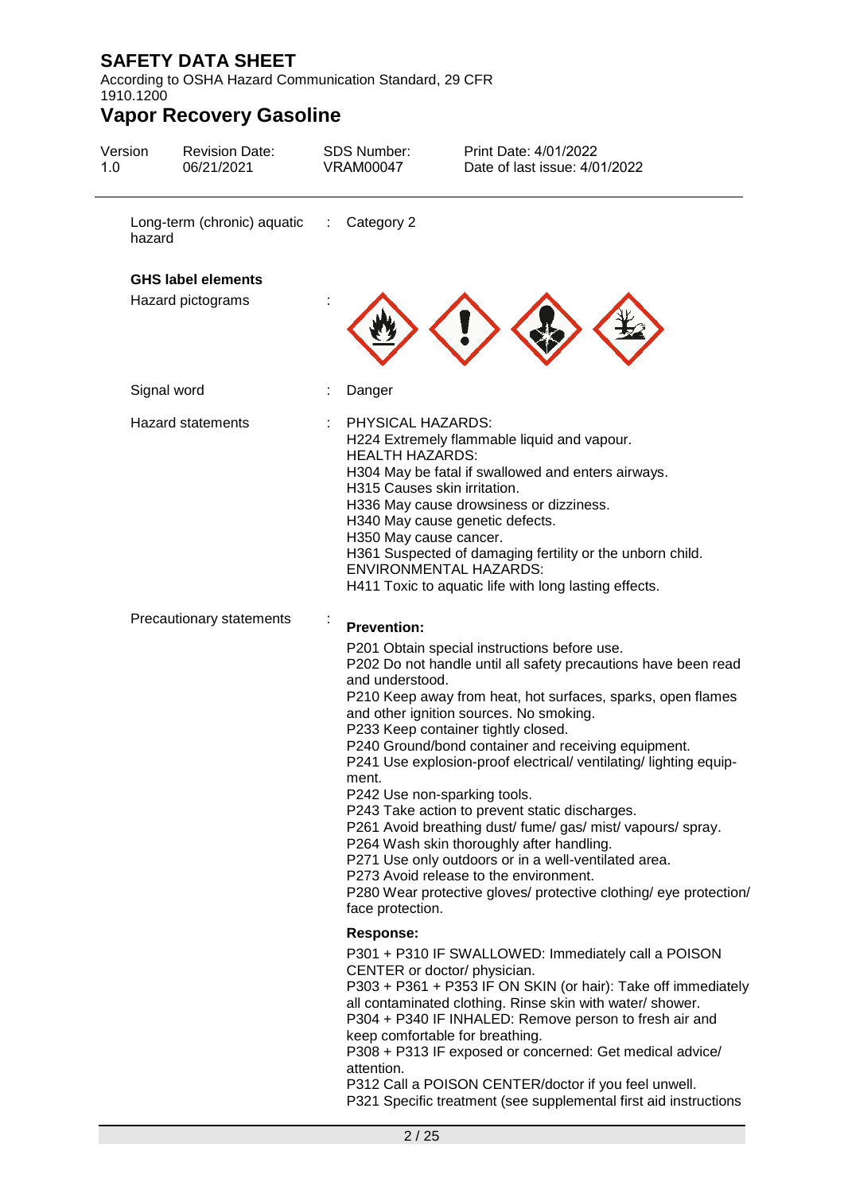Long-term (chronic) aquatic hazard : Category 2

**GHS label elements**

Hazard pictograms :

Signal word : Danger

Hazard statements : PHYSICAL HAZARDS:
H224 Extremely flammable liquid and vapour.
HEALTH HAZARDS:
H304 May be fatal if swallowed and enters airways.
H315 Causes skin irritation.
H336 May cause drowsiness or dizziness.
H340 May cause genetic defects.
H350 May cause cancer.
H361 Suspected of damaging fertility or the unborn child.
ENVIRONMENTAL HAZARDS:
H411 Toxic to aquatic life with long lasting effects.

Precautionary statements :

**Prevention:**

P201 Obtain special instructions before use.
P202 Do not handle until all safety precautions have been read and understood.
P210 Keep away from heat, hot surfaces, sparks, open flames and other ignition sources. No smoking.
P233 Keep container tightly closed.
P240 Ground/bond container and receiving equipment.
P241 Use explosion-proof electrical/ ventilating/ lighting equipment.
P242 Use non-sparking tools.
P243 Take action to prevent static discharges.
P261 Avoid breathing dust/ fume/ gas/ mist/ vapours/ spray.
P264 Wash skin thoroughly after handling.
P271 Use only outdoors or in a well-ventilated area.
P273 Avoid release to the environment.
P280 Wear protective gloves/ protective clothing/ eye protection/ face protection.

**Response:**

P301 + P310 IF SWALLOWED: Immediately call a POISON CENTER or doctor/ physician.
P303 + P361 + P353 IF ON SKIN (or hair): Take off immediately all contaminated clothing. Rinse skin with water/ shower.
P304 + P340 IF INHALED: Remove person to fresh air and keep comfortable for breathing.
P308 + P313 IF exposed or concerned: Get medical advice/ attention.
P312 Call a POISON CENTER/doctor if you feel unwell.
P321 Specific treatment (see supplemental first aid instructions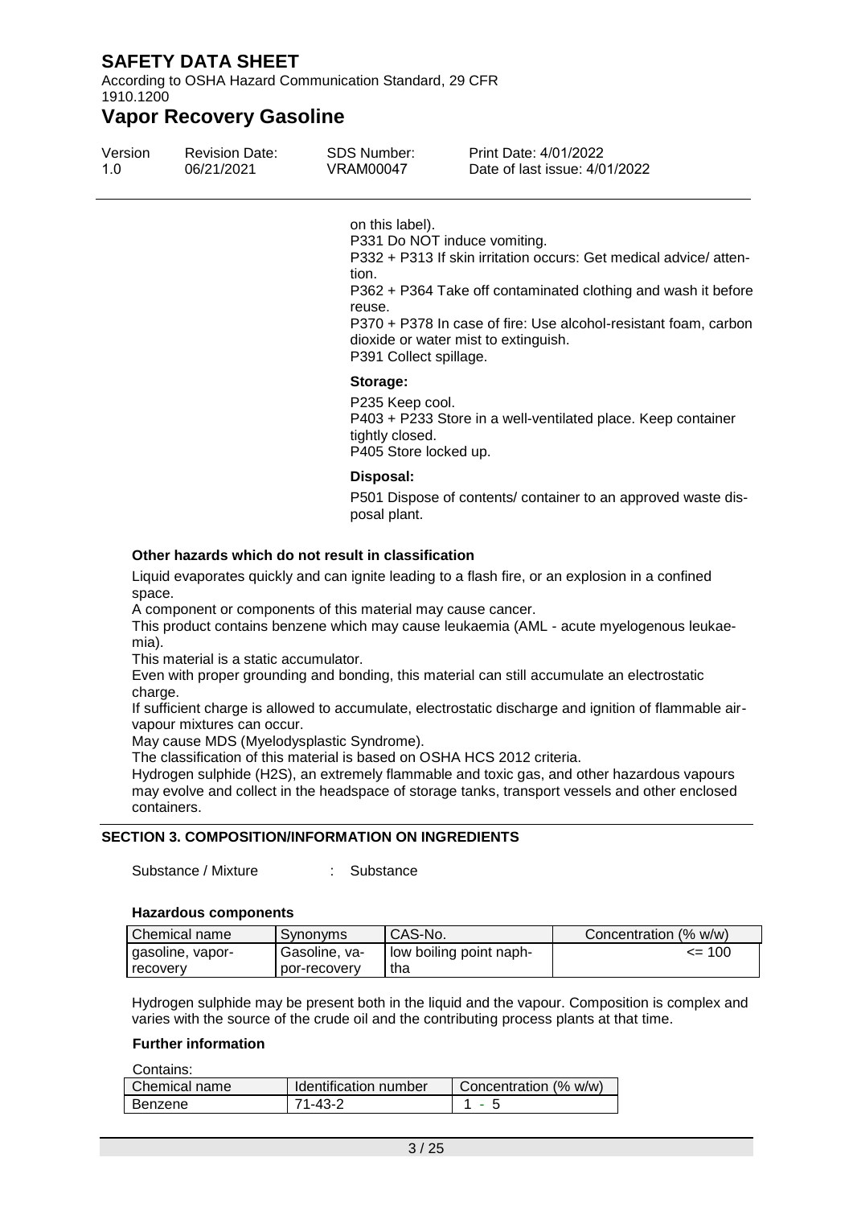on this label).
P331 Do NOT induce vomiting.
P332 + P313 If skin irritation occurs: Get medical advice/ attention.
P362 + P364 Take off contaminated clothing and wash it before reuse.
P370 + P378 In case of fire: Use alcohol-resistant foam, carbon dioxide or water mist to extinguish.
P391 Collect spillage.

**Storage:**

P235 Keep cool.
P403 + P233 Store in a well-ventilated place. Keep container tightly closed.
P405 Store locked up.

**Disposal:**

P501 Dispose of contents/ container to an approved waste disposal plant.

**Other hazards which do not result in classification**

Liquid evaporates quickly and can ignite leading to a flash fire, or an explosion in a confined space.
A component or components of this material may cause cancer.
This product contains benzene which may cause leukaemia (AML - acute myelogenous leukaemia).
This material is a static accumulator.
Even with proper grounding and bonding, this material can still accumulate an electrostatic charge.
If sufficient charge is allowed to accumulate, electrostatic discharge and ignition of flammable air-vapour mixtures can occur.
May cause MDS (Myelodysplastic Syndrome).
The classification of this material is based on OSHA HCS 2012 criteria.
Hydrogen sulphide (H2S), an extremely flammable and toxic gas, and other hazardous vapours may evolve and collect in the headspace of storage tanks, transport vessels and other enclosed containers.

## SECTION 3. COMPOSITION/INFORMATION ON INGREDIENTS

Substance / Mixture : Substance

**Hazardous components**

| Chemical name | Synonyms | CAS-No. | Concentration (% w/w) |
|---|---|---|---|
| gasoline, vapor-recovery | Gasoline, vapor-recovery | low boiling point naphtha | <= 100 |

Hydrogen sulphide may be present both in the liquid and the vapour. Composition is complex and varies with the source of the crude oil and the contributing process plants at that time.

**Further information**

Contains:

| Chemical name | Identification number | Concentration (% w/w) |
|---|---|---|
| Benzene | 71-43-2 | 1 - 5 |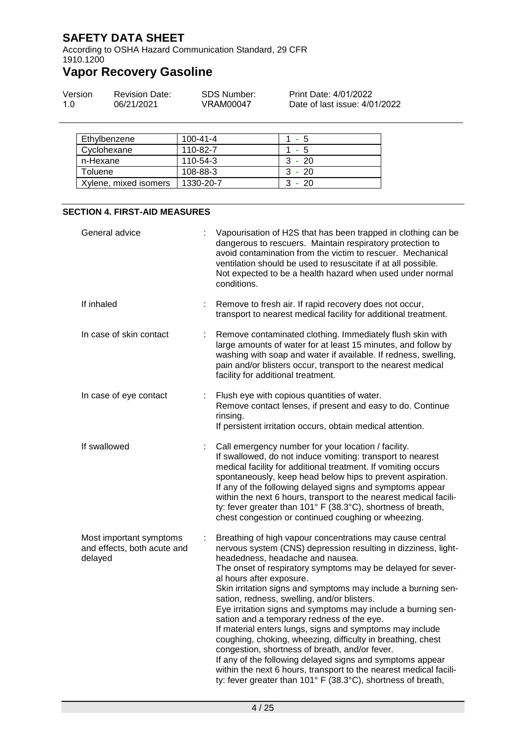| Ethylbenzene | 100-41-4 | 1 - 5 |
|---|---|---|
| Cyclohexane | 110-82-7 | 1 - 5 |
| n-Hexane | 110-54-3 | 3 - 20 |
| Toluene | 108-88-3 | 3 - 20 |
| Xylene, mixed isomers | 1330-20-7 | 3 - 20 |

## SECTION 4. FIRST-AID MEASURES

General advice : Vapourisation of $H_2S$ that has been trapped in clothing can be dangerous to rescuers. Maintain respiratory protection to avoid contamination from the victim to rescuer. Mechanical ventilation should be used to resuscitate if at all possible. Not expected to be a health hazard when used under normal conditions.

If inhaled : Remove to fresh air. If rapid recovery does not occur, transport to nearest medical facility for additional treatment.

In case of skin contact : Remove contaminated clothing. Immediately flush skin with large amounts of water for at least 15 minutes, and follow by washing with soap and water if available. If redness, swelling, pain and/or blisters occur, transport to the nearest medical facility for additional treatment.

In case of eye contact : Flush eye with copious quantities of water.
Remove contact lenses, if present and easy to do. Continue rinsing.
If persistent irritation occurs, obtain medical attention.

If swallowed : Call emergency number for your location / facility.
If swallowed, do not induce vomiting: transport to nearest medical facility for additional treatment. If vomiting occurs spontaneously, keep head below hips to prevent aspiration.
If any of the following delayed signs and symptoms appear within the next 6 hours, transport to the nearest medical facility: fever greater than 101° F (38.3°C), shortness of breath, chest congestion or continued coughing or wheezing.

Most important symptoms and effects, both acute and delayed : Breathing of high vapour concentrations may cause central nervous system (CNS) depression resulting in dizziness, light-headedness, headache and nausea.
The onset of respiratory symptoms may be delayed for several hours after exposure.
Skin irritation signs and symptoms may include a burning sensation, redness, swelling, and/or blisters.
Eye irritation signs and symptoms may include a burning sensation and a temporary redness of the eye.
If material enters lungs, signs and symptoms may include coughing, choking, wheezing, difficulty in breathing, chest congestion, shortness of breath, and/or fever.
If any of the following delayed signs and symptoms appear within the next 6 hours, transport to the nearest medical facility: fever greater than 101° F (38.3°C), shortness of breath,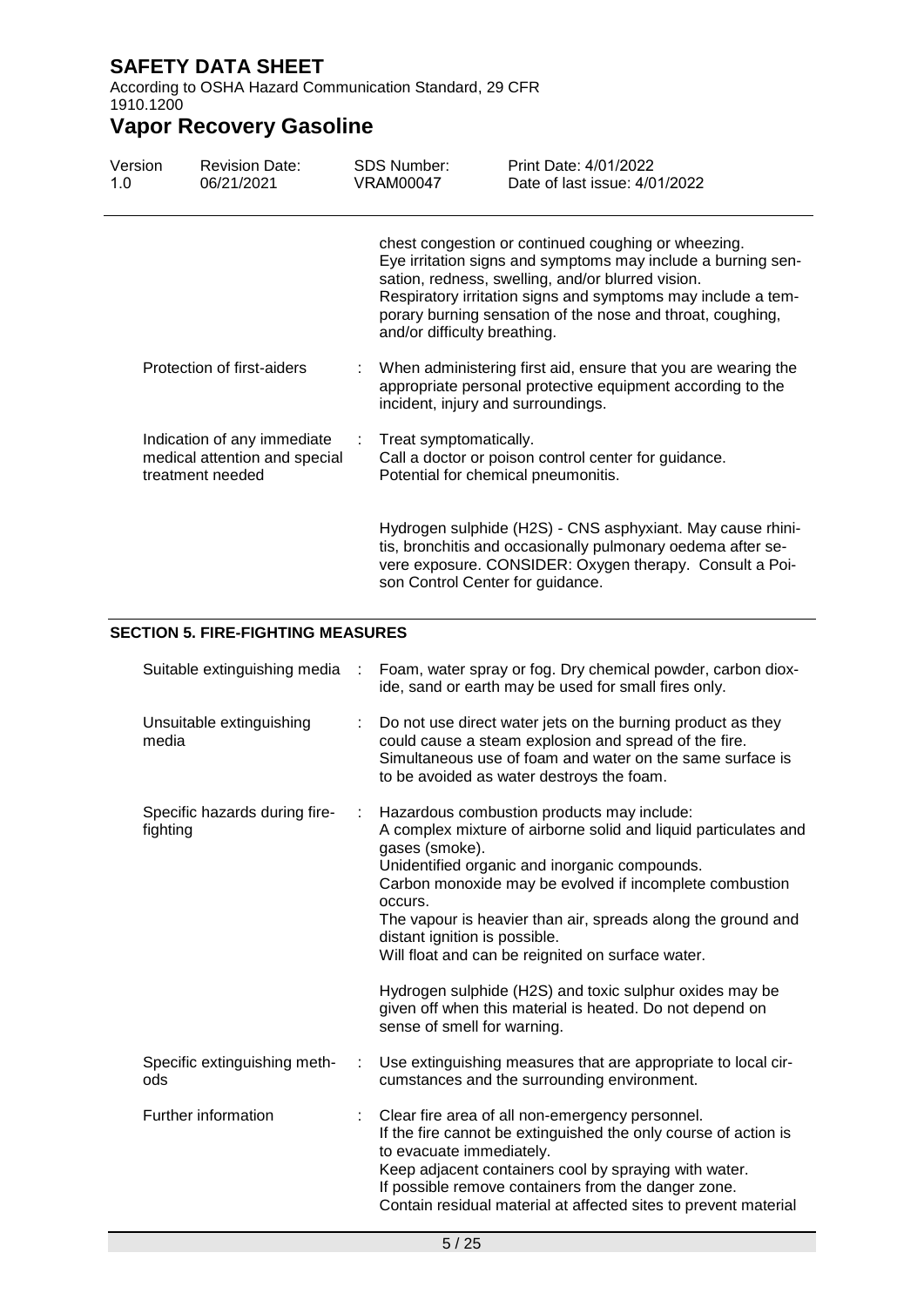chest congestion or continued coughing or wheezing.
Eye irritation signs and symptoms may include a burning sensation, redness, swelling, and/or blurred vision.
Respiratory irritation signs and symptoms may include a temporary burning sensation of the nose and throat, coughing, and/or difficulty breathing.

| | | |
|---|---|---|
| Protection of first-aiders | : | When administering first aid, ensure that you are wearing the appropriate personal protective equipment according to the incident, injury and surroundings. |
| Indication of any immediate medical attention and special treatment needed | : | Treat symptomatically.<br>Call a doctor or poison control center for guidance.<br>Potential for chemical pneumonitis.<br><br>Hydrogen sulphide (H2S) - CNS asphyxiant. May cause rhinitis, bronchitis and occasionally pulmonary oedema after severe exposure. CONSIDER: Oxygen therapy. Consult a Poison Control Center for guidance. |

## SECTION 5. FIRE-FIGHTING MEASURES

| | | |
|---|---|---|
| Suitable extinguishing media | : | Foam, water spray or fog. Dry chemical powder, carbon dioxide, sand or earth may be used for small fires only. |
| Unsuitable extinguishing media | : | Do not use direct water jets on the burning product as they could cause a steam explosion and spread of the fire.<br>Simultaneous use of foam and water on the same surface is to be avoided as water destroys the foam. |
| Specific hazards during fire-fighting | : | Hazardous combustion products may include:<br>A complex mixture of airborne solid and liquid particulates and gases (smoke).<br>Unidentified organic and inorganic compounds.<br>Carbon monoxide may be evolved if incomplete combustion occurs.<br>The vapour is heavier than air, spreads along the ground and distant ignition is possible.<br>Will float and can be reignited on surface water.<br><br>Hydrogen sulphide (H2S) and toxic sulphur oxides may be given off when this material is heated. Do not depend on sense of smell for warning. |
| Specific extinguishing methods | : | Use extinguishing measures that are appropriate to local circumstances and the surrounding environment. |
| Further information | : | Clear fire area of all non-emergency personnel.<br>If the fire cannot be extinguished the only course of action is to evacuate immediately.<br>Keep adjacent containers cool by spraying with water.<br>If possible remove containers from the danger zone.<br>Contain residual material at affected sites to prevent material |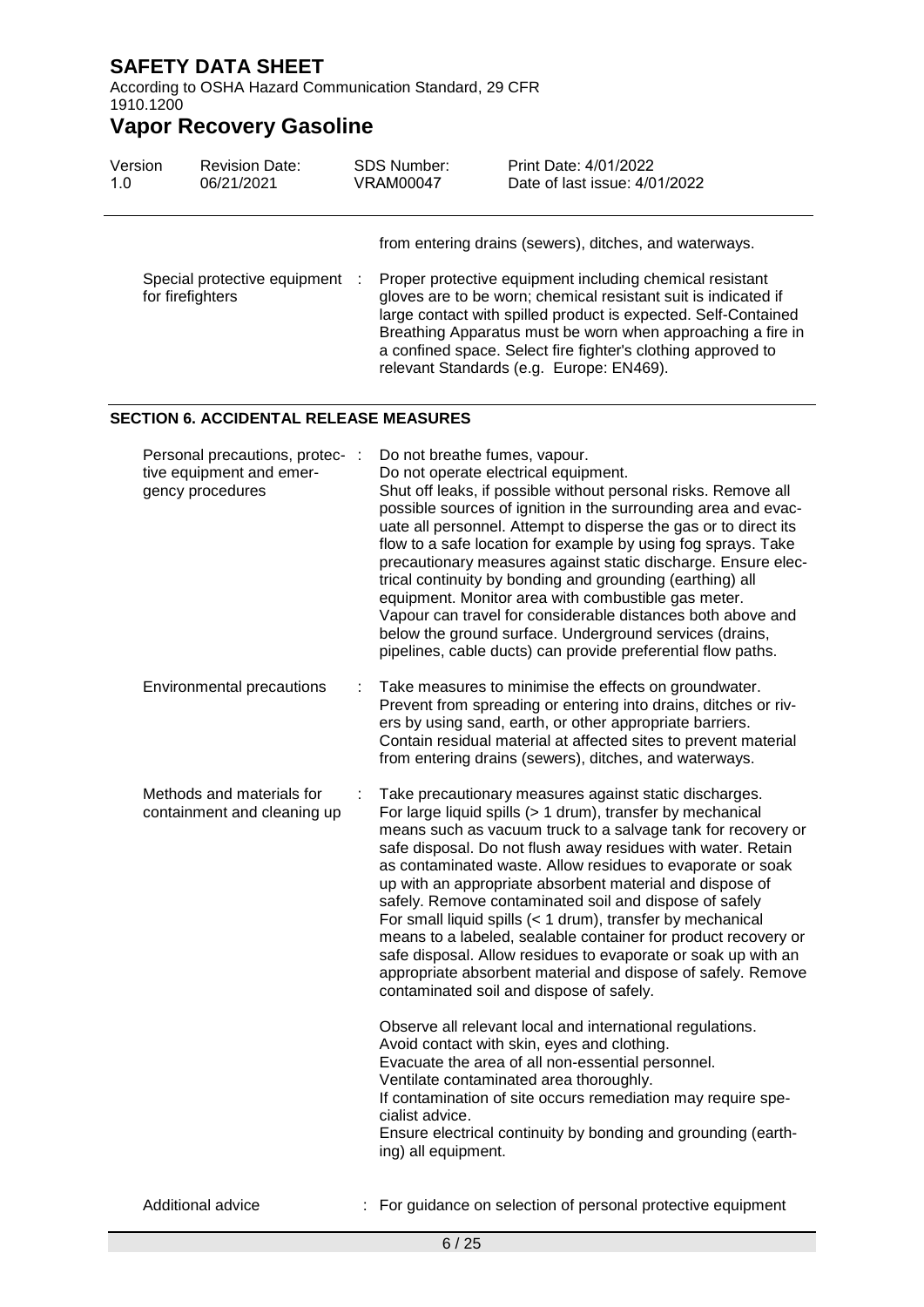from entering drains (sewers), ditches, and waterways.

| | |
|---|---|
| Special protective equipment for firefighters | Proper protective equipment including chemical resistant gloves are to be worn; chemical resistant suit is indicated if large contact with spilled product is expected. Self-Contained Breathing Apparatus must be worn when approaching a fire in a confined space. Select fire fighter's clothing approved to relevant Standards (e.g. Europe: EN469). |

## SECTION 6. ACCIDENTAL RELEASE MEASURES

| | |
|---|---|
| Personal precautions, protective equipment and emergency procedures | Do not breathe fumes, vapour.<br>Do not operate electrical equipment.<br>Shut off leaks, if possible without personal risks. Remove all possible sources of ignition in the surrounding area and evacuate all personnel. Attempt to disperse the gas or to direct its flow to a safe location for example by using fog sprays. Take precautionary measures against static discharge. Ensure electrical continuity by bonding and grounding (earthing) all equipment. Monitor area with combustible gas meter.<br>Vapour can travel for considerable distances both above and below the ground surface. Underground services (drains, pipelines, cable ducts) can provide preferential flow paths. |
| Environmental precautions | Take measures to minimise the effects on groundwater.<br>Prevent from spreading or entering into drains, ditches or rivers by using sand, earth, or other appropriate barriers.<br>Contain residual material at affected sites to prevent material from entering drains (sewers), ditches, and waterways. |
| Methods and materials for containment and cleaning up | Take precautionary measures against static discharges.<br>For large liquid spills (> 1 drum), transfer by mechanical means such as vacuum truck to a salvage tank for recovery or safe disposal. Do not flush away residues with water. Retain as contaminated waste. Allow residues to evaporate or soak up with an appropriate absorbent material and dispose of safely. Remove contaminated soil and dispose of safely<br>For small liquid spills (< 1 drum), transfer by mechanical means to a labeled, sealable container for product recovery or safe disposal. Allow residues to evaporate or soak up with an appropriate absorbent material and dispose of safely. Remove contaminated soil and dispose of safely.<br><br>Observe all relevant local and international regulations.<br>Avoid contact with skin, eyes and clothing.<br>Evacuate the area of all non-essential personnel.<br>Ventilate contaminated area thoroughly.<br>If contamination of site occurs remediation may require specialist advice.<br>Ensure electrical continuity by bonding and grounding (earthing) all equipment. |
| Additional advice | For guidance on selection of personal protective equipment |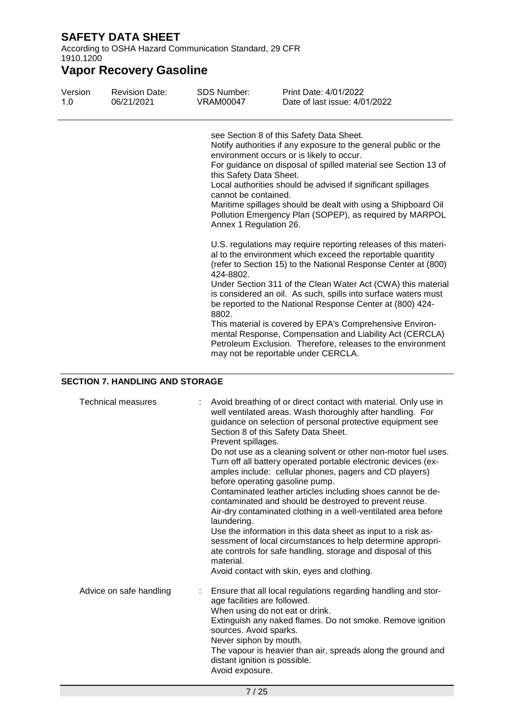see Section 8 of this Safety Data Sheet.
Notify authorities if any exposure to the general public or the environment occurs or is likely to occur.
For guidance on disposal of spilled material see Section 13 of this Safety Data Sheet.
Local authorities should be advised if significant spillages cannot be contained.
Maritime spillages should be dealt with using a Shipboard Oil Pollution Emergency Plan (SOPEP), as required by MARPOL Annex 1 Regulation 26.

U.S. regulations may require reporting releases of this material to the environment which exceed the reportable quantity (refer to Section 15) to the National Response Center at (800) 424-8802.
Under Section 311 of the Clean Water Act (CWA) this material is considered an oil. As such, spills into surface waters must be reported to the National Response Center at (800) 424-8802.
This material is covered by EPA's Comprehensive Environmental Response, Compensation and Liability Act (CERCLA) Petroleum Exclusion. Therefore, releases to the environment may not be reportable under CERCLA.

## SECTION 7. HANDLING AND STORAGE

**Technical measures** : Avoid breathing of or direct contact with material. Only use in well ventilated areas. Wash thoroughly after handling. For guidance on selection of personal protective equipment see Section 8 of this Safety Data Sheet.
Prevent spillages.
Do not use as a cleaning solvent or other non-motor fuel uses.
Turn off all battery operated portable electronic devices (examples include: cellular phones, pagers and CD players) before operating gasoline pump.
Contaminated leather articles including shoes cannot be decontaminated and should be destroyed to prevent reuse.
Air-dry contaminated clothing in a well-ventilated area before laundering.
Use the information in this data sheet as input to a risk assessment of local circumstances to help determine appropriate controls for safe handling, storage and disposal of this material.
Avoid contact with skin, eyes and clothing.

**Advice on safe handling** : Ensure that all local regulations regarding handling and storage facilities are followed.
When using do not eat or drink.
Extinguish any naked flames. Do not smoke. Remove ignition sources. Avoid sparks.
Never siphon by mouth.
The vapour is heavier than air, spreads along the ground and distant ignition is possible.
Avoid exposure.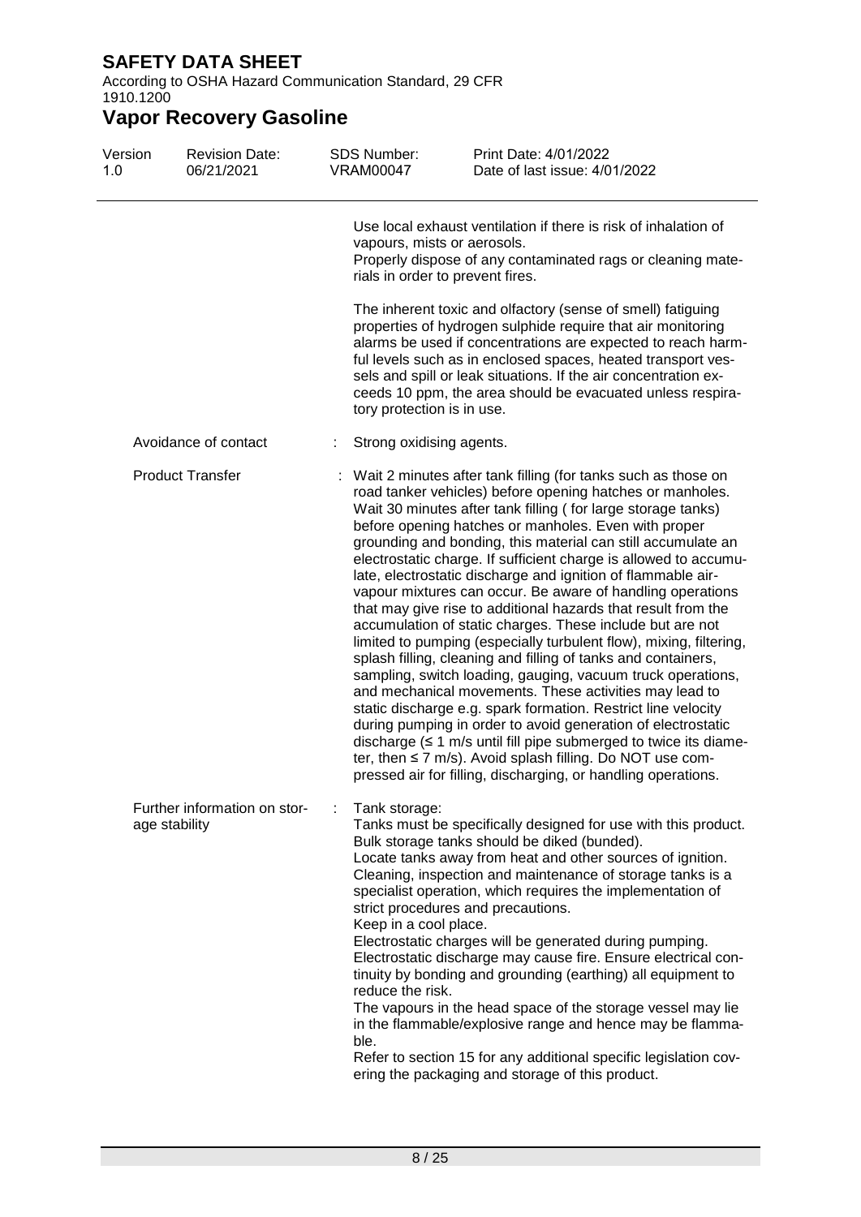Use local exhaust ventilation if there is risk of inhalation of vapours, mists or aerosols.
Properly dispose of any contaminated rags or cleaning materials in order to prevent fires.

The inherent toxic and olfactory (sense of smell) fatiguing properties of hydrogen sulphide require that air monitoring alarms be used if concentrations are expected to reach harmful levels such as in enclosed spaces, heated transport vessels and spill or leak situations. If the air concentration exceeds 10 ppm, the area should be evacuated unless respiratory protection is in use.

| | | |
|---|---|---|
| Avoidance of contact | : | Strong oxidising agents. |
| Product Transfer | : | Wait 2 minutes after tank filling (for tanks such as those on road tanker vehicles) before opening hatches or manholes. Wait 30 minutes after tank filling ( for large storage tanks) before opening hatches or manholes. Even with proper grounding and bonding, this material can still accumulate an electrostatic charge. If sufficient charge is allowed to accumulate, electrostatic discharge and ignition of flammable air-vapour mixtures can occur. Be aware of handling operations that may give rise to additional hazards that result from the accumulation of static charges. These include but are not limited to pumping (especially turbulent flow), mixing, filtering, splash filling, cleaning and filling of tanks and containers, sampling, switch loading, gauging, vacuum truck operations, and mechanical movements. These activities may lead to static discharge e.g. spark formation. Restrict line velocity during pumping in order to avoid generation of electrostatic discharge ($\leq$ 1 m/s until fill pipe submerged to twice its diameter, then $\leq$ 7 m/s). Avoid splash filling. Do NOT use compressed air for filling, discharging, or handling operations. |
| Further information on storage stability | : | Tank storage:<br>Tanks must be specifically designed for use with this product.<br>Bulk storage tanks should be diked (bunded).<br>Locate tanks away from heat and other sources of ignition.<br>Cleaning, inspection and maintenance of storage tanks is a specialist operation, which requires the implementation of strict procedures and precautions.<br>Keep in a cool place.<br>Electrostatic charges will be generated during pumping.<br>Electrostatic discharge may cause fire. Ensure electrical continuity by bonding and grounding (earthing) all equipment to reduce the risk.<br>The vapours in the head space of the storage vessel may lie in the flammable/explosive range and hence may be flammable.<br>Refer to section 15 for any additional specific legislation covering the packaging and storage of this product. |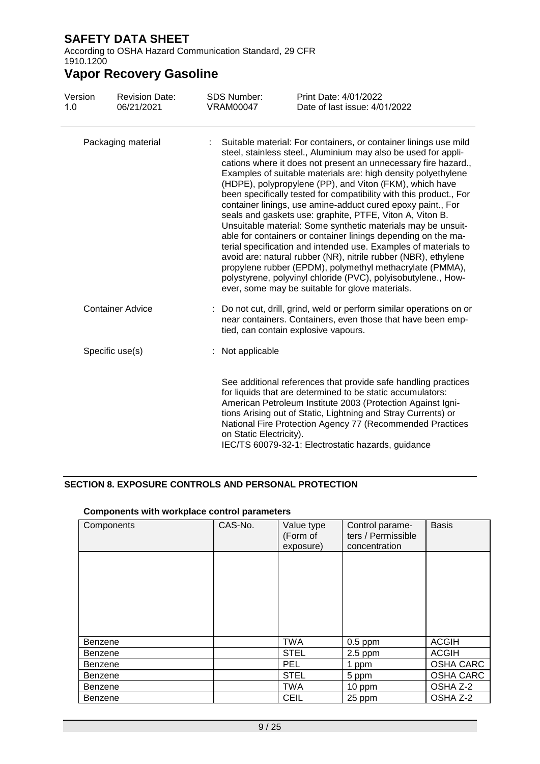| | | |
|---|---|---|
| Packaging material | : | Suitable material: For containers, or container linings use mild steel, stainless steel., Aluminium may also be used for applications where it does not present an unnecessary fire hazard., Examples of suitable materials are: high density polyethylene (HDPE), polypropylene (PP), and Viton (FKM), which have been specifically tested for compatibility with this product., For container linings, use amine-adduct cured epoxy paint., For seals and gaskets use: graphite, PTFE, Viton A, Viton B. Unsuitable material: Some synthetic materials may be unsuitable for containers or container linings depending on the material specification and intended use. Examples of materials to avoid are: natural rubber (NR), nitrile rubber (NBR), ethylene propylene rubber (EPDM), polymethyl methacrylate (PMMA), polystyrene, polyvinyl chloride (PVC), polyisobutylene., However, some may be suitable for glove materials. |
| Container Advice | : | Do not cut, drill, grind, weld or perform similar operations on or near containers. Containers, even those that have been emptied, can contain explosive vapours. |
| Specific use(s) | : | Not applicable |

See additional references that provide safe handling practices for liquids that are determined to be static accumulators: American Petroleum Institute 2003 (Protection Against Ignitions Arising out of Static, Lightning and Stray Currents) or National Fire Protection Agency 77 (Recommended Practices on Static Electricity).
IEC/TS 60079-32-1: Electrostatic hazards, guidance

## SECTION 8. EXPOSURE CONTROLS AND PERSONAL PROTECTION

**Components with workplace control parameters**

| Components | CAS-No. | Value type (Form of exposure) | Control parameters / Permissible concentration | Basis |
|---|---|---|---|---|
| | | | | |
| Benzene | | TWA | 0.5 ppm | ACGIH |
| Benzene | | STEL | 2.5 ppm | ACGIH |
| Benzene | | PEL | 1 ppm | OSHA CARC |
| Benzene | | STEL | 5 ppm | OSHA CARC |
| Benzene | | TWA | 10 ppm | OSHA Z-2 |
| Benzene | | CEIL | 25 ppm | OSHA Z-2 |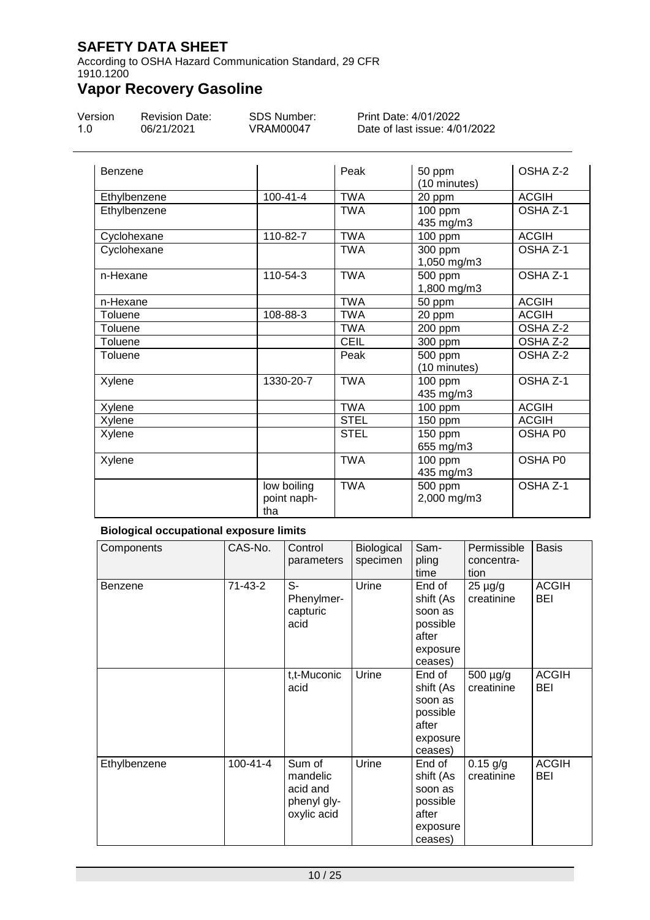| Benzene | | Peak | 50 ppm (10 minutes) | OSHA Z-2 |
|---|---|---|---|---|
| Ethylbenzene | 100-41-4 | TWA | 20 ppm | ACGIH |
| Ethylbenzene | | TWA | 100 ppm 435 mg/m3 | OSHA Z-1 |
| Cyclohexane | 110-82-7 | TWA | 100 ppm | ACGIH |
| Cyclohexane | | TWA | 300 ppm 1,050 mg/m3 | OSHA Z-1 |
| n-Hexane | 110-54-3 | TWA | 500 ppm 1,800 mg/m3 | OSHA Z-1 |
| n-Hexane | | TWA | 50 ppm | ACGIH |
| Toluene | 108-88-3 | TWA | 20 ppm | ACGIH |
| Toluene | | TWA | 200 ppm | OSHA Z-2 |
| Toluene | | CEIL | 300 ppm | OSHA Z-2 |
| Toluene | | Peak | 500 ppm (10 minutes) | OSHA Z-2 |
| Xylene | 1330-20-7 | TWA | 100 ppm 435 mg/m3 | OSHA Z-1 |
| Xylene | | TWA | 100 ppm | ACGIH |
| Xylene | | STEL | 150 ppm | ACGIH |
| Xylene | | STEL | 150 ppm 655 mg/m3 | OSHA P0 |
| Xylene | | TWA | 100 ppm 435 mg/m3 | OSHA P0 |
| | low boiling point naphtha | TWA | 500 ppm 2,000 mg/m3 | OSHA Z-1 |

**Biological occupational exposure limits**

| Components | CAS-No. | Control parameters | Biological specimen | Sampling time | Permissible concentration | Basis |
|---|---|---|---|---|---|---|
| Benzene | 71-43-2 | S-Phenylmercapturic acid | Urine | End of shift (As soon as possible after exposure ceases) | 25 µg/g creatinine | ACGIH BEI |
| | | t,t-Muconic acid | Urine | End of shift (As soon as possible after exposure ceases) | 500 µg/g creatinine | ACGIH BEI |
| Ethylbenzene | 100-41-4 | Sum of mandelic acid and phenyl glyoxylic acid | Urine | End of shift (As soon as possible after exposure ceases) | 0.15 g/g creatinine | ACGIH BEI |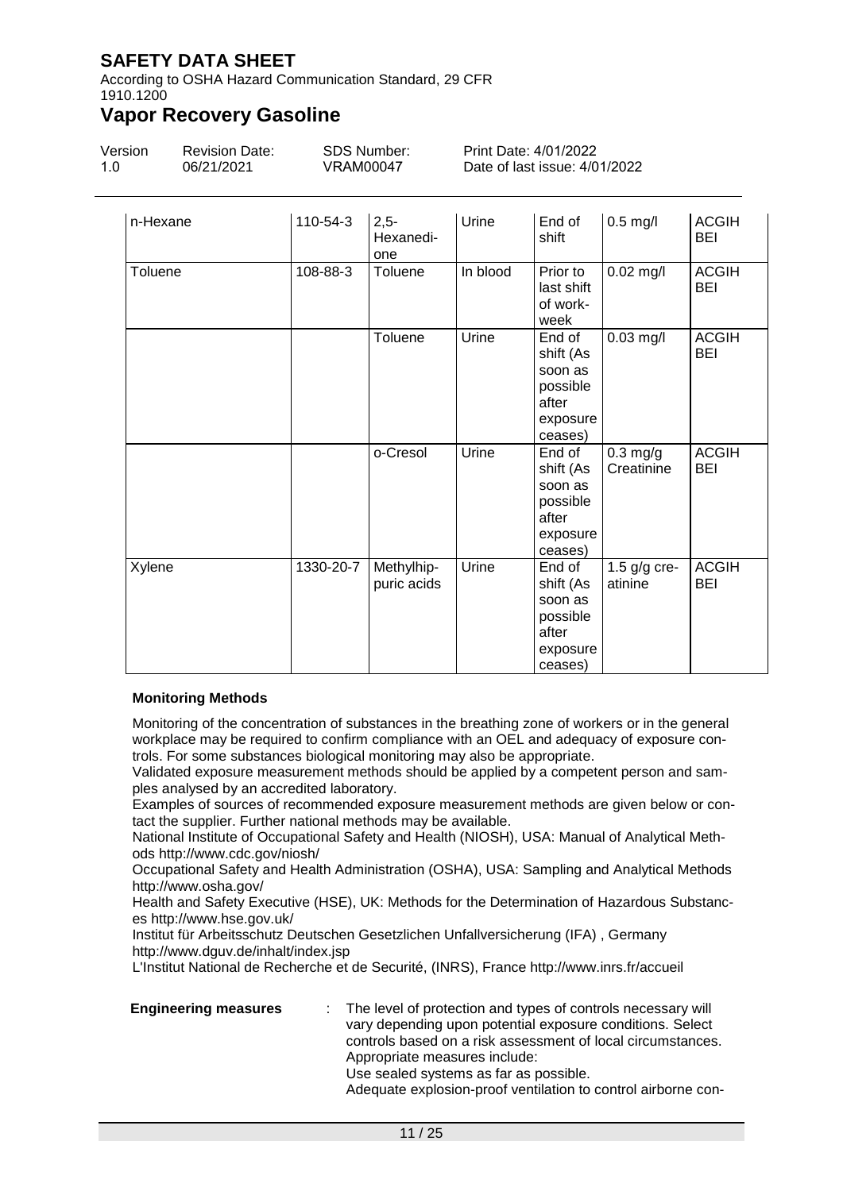| n-Hexane | 110-54-3 | 2,5-Hexanedi-one | Urine | End of shift | 0.5 mg/l | ACGIH BEI |
|---|---|---|---|---|---|---|
| Toluene | 108-88-3 | Toluene | In blood | Prior to last shift of work-week | 0.02 mg/l | ACGIH BEI |
| | | Toluene | Urine | End of shift (As soon as possible after exposure ceases) | 0.03 mg/l | ACGIH BEI |
| | | o-Cresol | Urine | End of shift (As soon as possible after exposure ceases) | 0.3 mg/g Creatinine | ACGIH BEI |
| Xylene | 1330-20-7 | Methylhip-puric acids | Urine | End of shift (As soon as possible after exposure ceases) | 1.5 g/g cre-atinine | ACGIH BEI |

**Monitoring Methods**

Monitoring of the concentration of substances in the breathing zone of workers or in the general workplace may be required to confirm compliance with an OEL and adequacy of exposure controls. For some substances biological monitoring may also be appropriate.
Validated exposure measurement methods should be applied by a competent person and samples analysed by an accredited laboratory.
Examples of sources of recommended exposure measurement methods are given below or contact the supplier. Further national methods may be available.
National Institute of Occupational Safety and Health (NIOSH), USA: Manual of Analytical Methods http://www.cdc.gov/niosh/
Occupational Safety and Health Administration (OSHA), USA: Sampling and Analytical Methods http://www.osha.gov/
Health and Safety Executive (HSE), UK: Methods for the Determination of Hazardous Substances http://www.hse.gov.uk/
Institut für Arbeitsschutz Deutschen Gesetzlichen Unfallversicherung (IFA) , Germany http://www.dguv.de/inhalt/index.jsp
L'Institut National de Recherche et de Securité, (INRS), France http://www.inrs.fr/accueil

**Engineering measures** : The level of protection and types of controls necessary will vary depending upon potential exposure conditions. Select controls based on a risk assessment of local circumstances. Appropriate measures include:
Use sealed systems as far as possible.
Adequate explosion-proof ventilation to control airborne con-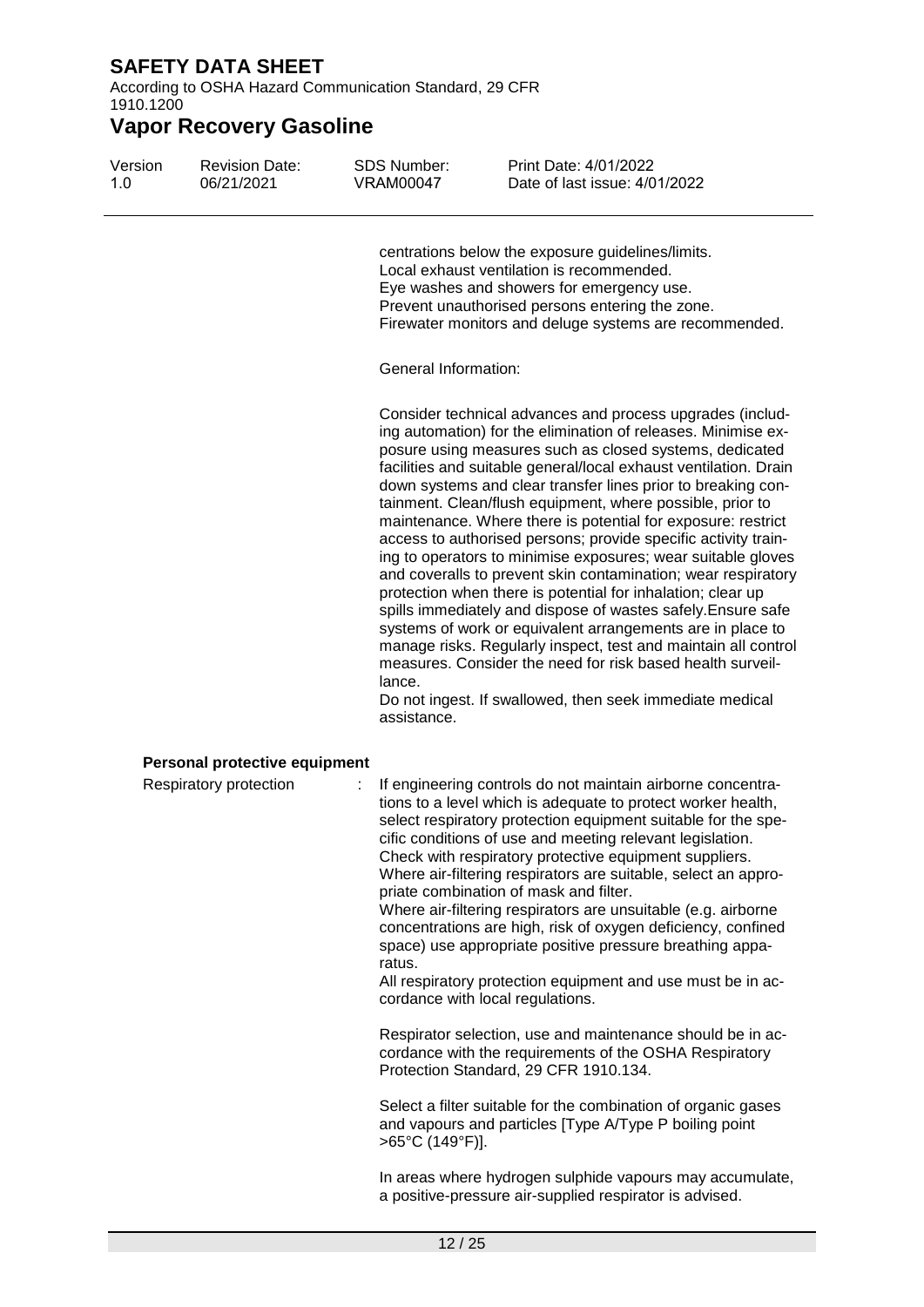centrations below the exposure guidelines/limits.
Local exhaust ventilation is recommended.
Eye washes and showers for emergency use.
Prevent unauthorised persons entering the zone.
Firewater monitors and deluge systems are recommended.

General Information:

Consider technical advances and process upgrades (including automation) for the elimination of releases. Minimise exposure using measures such as closed systems, dedicated facilities and suitable general/local exhaust ventilation. Drain down systems and clear transfer lines prior to breaking containment. Clean/flush equipment, where possible, prior to maintenance. Where there is potential for exposure: restrict access to authorised persons; provide specific activity training to operators to minimise exposures; wear suitable gloves and coveralls to prevent skin contamination; wear respiratory protection when there is potential for inhalation; clear up spills immediately and dispose of wastes safely.Ensure safe systems of work or equivalent arrangements are in place to manage risks. Regularly inspect, test and maintain all control measures. Consider the need for risk based health surveillance.
Do not ingest. If swallowed, then seek immediate medical assistance.

**Personal protective equipment**

Respiratory protection : If engineering controls do not maintain airborne concentrations to a level which is adequate to protect worker health, select respiratory protection equipment suitable for the specific conditions of use and meeting relevant legislation.
Check with respiratory protective equipment suppliers.
Where air-filtering respirators are suitable, select an appropriate combination of mask and filter.
Where air-filtering respirators are unsuitable (e.g. airborne concentrations are high, risk of oxygen deficiency, confined space) use appropriate positive pressure breathing apparatus.
All respiratory protection equipment and use must be in accordance with local regulations.

Respirator selection, use and maintenance should be in accordance with the requirements of the OSHA Respiratory Protection Standard, 29 CFR 1910.134.

Select a filter suitable for the combination of organic gases and vapours and particles [Type A/Type P boiling point >65°C (149°F)].

In areas where hydrogen sulphide vapours may accumulate, a positive-pressure air-supplied respirator is advised.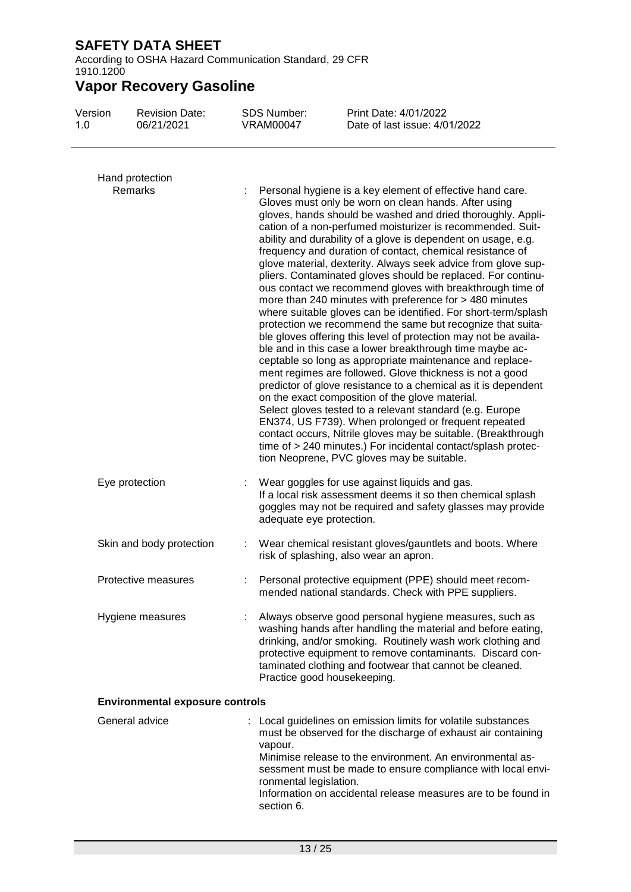Hand protection

| | |
|---|---|
| Remarks | Personal hygiene is a key element of effective hand care. Gloves must only be worn on clean hands. After using gloves, hands should be washed and dried thoroughly. Application of a non-perfumed moisturizer is recommended. Suitability and durability of a glove is dependent on usage, e.g. frequency and duration of contact, chemical resistance of glove material, dexterity. Always seek advice from glove suppliers. Contaminated gloves should be replaced. For continuous contact we recommend gloves with breakthrough time of more than 240 minutes with preference for > 480 minutes where suitable gloves can be identified. For short-term/splash protection we recommend the same but recognize that suitable gloves offering this level of protection may not be available and in this case a lower breakthrough time maybe acceptable so long as appropriate maintenance and replacement regimes are followed. Glove thickness is not a good predictor of glove resistance to a chemical as it is dependent on the exact composition of the glove material. Select gloves tested to a relevant standard (e.g. Europe EN374, US F739). When prolonged or frequent repeated contact occurs, Nitrile gloves may be suitable. (Breakthrough time of > 240 minutes.) For incidental contact/splash protection Neoprene, PVC gloves may be suitable. |
| Eye protection | Wear goggles for use against liquids and gas. If a local risk assessment deems it so then chemical splash goggles may not be required and safety glasses may provide adequate eye protection. |
| Skin and body protection | Wear chemical resistant gloves/gauntlets and boots. Where risk of splashing, also wear an apron. |
| Protective measures | Personal protective equipment (PPE) should meet recommended national standards. Check with PPE suppliers. |
| Hygiene measures | Always observe good personal hygiene measures, such as washing hands after handling the material and before eating, drinking, and/or smoking. Routinely wash work clothing and protective equipment to remove contaminants. Discard contaminated clothing and footwear that cannot be cleaned. Practice good housekeeping. |

**Environmental exposure controls**

| | |
|---|---|
| General advice | Local guidelines on emission limits for volatile substances must be observed for the discharge of exhaust air containing vapour. Minimise release to the environment. An environmental assessment must be made to ensure compliance with local environmental legislation. Information on accidental release measures are to be found in section 6. |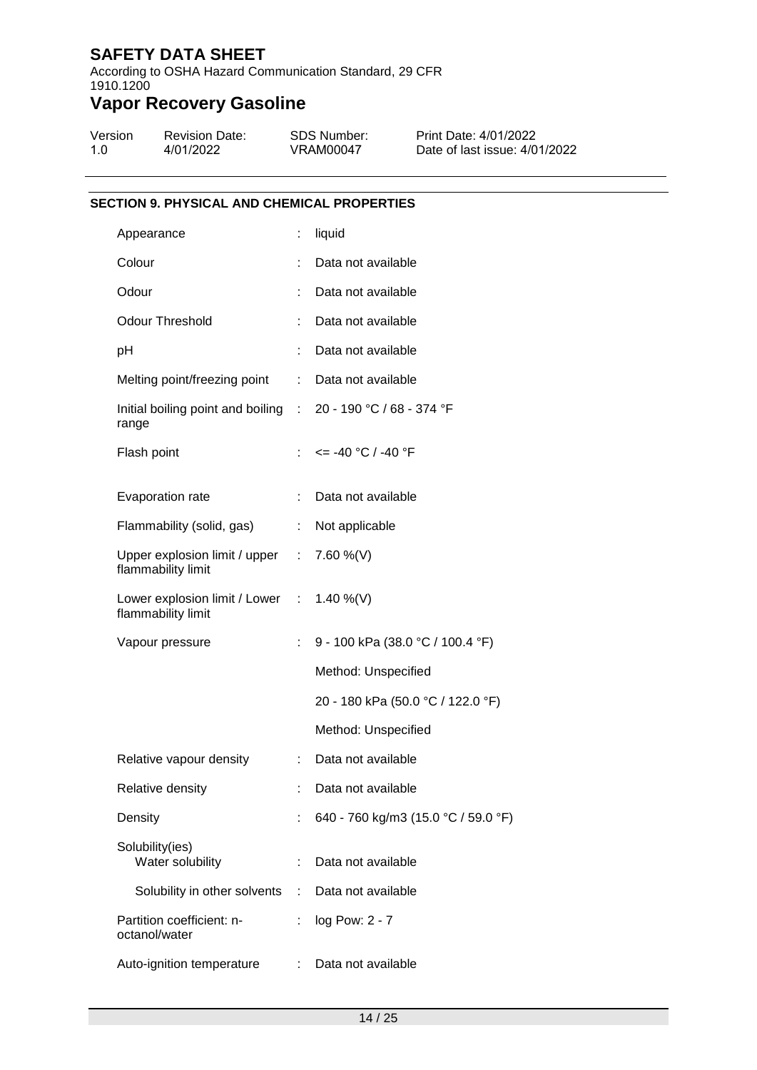## SECTION 9. PHYSICAL AND CHEMICAL PROPERTIES

| Property | | Value |
|---|---|---|
| Appearance | : | liquid |
| Colour | : | Data not available |
| Odour | : | Data not available |
| Odour Threshold | : | Data not available |
| pH | : | Data not available |
| Melting point/freezing point | : | Data not available |
| Initial boiling point and boiling range | : | 20 - 190 °C / 68 - 374 °F |
| Flash point | : | <= -40 °C / -40 °F |
| Evaporation rate | : | Data not available |
| Flammability (solid, gas) | : | Not applicable |
| Upper explosion limit / upper flammability limit | : | 7.60 %(V) |
| Lower explosion limit / Lower flammability limit | : | 1.40 %(V) |
| Vapour pressure | : | 9 - 100 kPa (38.0 °C / 100.4 °F)<br>Method: Unspecified<br>20 - 180 kPa (50.0 °C / 122.0 °F)<br>Method: Unspecified |
| Relative vapour density | : | Data not available |
| Relative density | : | Data not available |
| Density | : | 640 - 760 kg/m3 (15.0 °C / 59.0 °F) |
| Solubility(ies)<br>Water solubility | : | Data not available |
| Solubility in other solvents | : | Data not available |
| Partition coefficient: n-octanol/water | : | log Pow: 2 - 7 |
| Auto-ignition temperature | : | Data not available |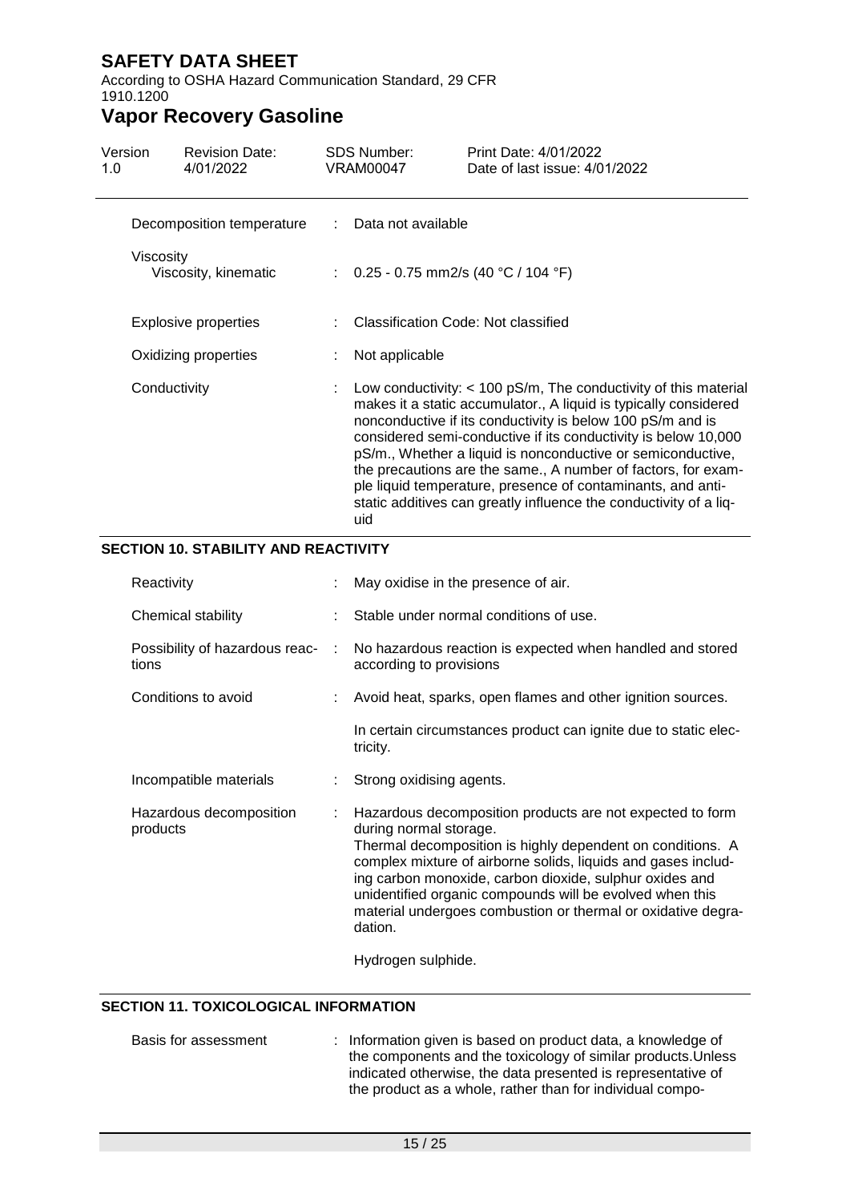| | | |
|---|---|---|
| Decomposition temperature | : | Data not available |
| Viscosity<br>Viscosity, kinematic | : | 0.25 - 0.75 mm2/s (40 °C / 104 °F) |
| Explosive properties | : | Classification Code: Not classified |
| Oxidizing properties | : | Not applicable |
| Conductivity | : | Low conductivity: < 100 pS/m, The conductivity of this material makes it a static accumulator., A liquid is typically considered nonconductive if its conductivity is below 100 pS/m and is considered semi-conductive if its conductivity is below 10,000 pS/m., Whether a liquid is nonconductive or semiconductive, the precautions are the same., A number of factors, for example liquid temperature, presence of contaminants, and anti-static additives can greatly influence the conductivity of a liquid |

## SECTION 10. STABILITY AND REACTIVITY

| | | |
|---|---|---|
| Reactivity | : | May oxidise in the presence of air. |
| Chemical stability | : | Stable under normal conditions of use. |
| Possibility of hazardous reactions | : | No hazardous reaction is expected when handled and stored according to provisions |
| Conditions to avoid | : | Avoid heat, sparks, open flames and other ignition sources.<br><br>In certain circumstances product can ignite due to static electricity. |
| Incompatible materials | : | Strong oxidising agents. |
| Hazardous decomposition products | : | Hazardous decomposition products are not expected to form during normal storage.<br>Thermal decomposition is highly dependent on conditions. A complex mixture of airborne solids, liquids and gases including carbon monoxide, carbon dioxide, sulphur oxides and unidentified organic compounds will be evolved when this material undergoes combustion or thermal or oxidative degradation.<br><br>Hydrogen sulphide. |

## SECTION 11. TOXICOLOGICAL INFORMATION

| | | |
|---|---|---|
| Basis for assessment | : | Information given is based on product data, a knowledge of the components and the toxicology of similar products.Unless indicated otherwise, the data presented is representative of the product as a whole, rather than for individual compo- |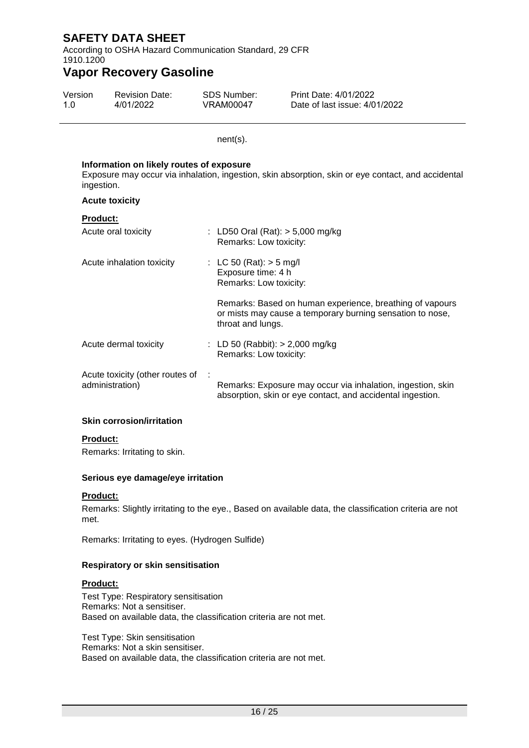nent(s).

**Information on likely routes of exposure**

Exposure may occur via inhalation, ingestion, skin absorption, skin or eye contact, and accidental ingestion.

**Acute toxicity**

**Product:**

Acute oral toxicity : LD50 Oral (Rat): > 5,000 mg/kg
Remarks: Low toxicity:

Acute inhalation toxicity : LC 50 (Rat): > 5 mg/l
Exposure time: 4 h
Remarks: Low toxicity:

Remarks: Based on human experience, breathing of vapours or mists may cause a temporary burning sensation to nose, throat and lungs.

Acute dermal toxicity : LD 50 (Rabbit): > 2,000 mg/kg
Remarks: Low toxicity:

Acute toxicity (other routes of administration) :
Remarks: Exposure may occur via inhalation, ingestion, skin absorption, skin or eye contact, and accidental ingestion.

**Skin corrosion/irritation**

**Product:**

Remarks: Irritating to skin.

**Serious eye damage/eye irritation**

**Product:**

Remarks: Slightly irritating to the eye., Based on available data, the classification criteria are not met.

Remarks: Irritating to eyes. (Hydrogen Sulfide)

**Respiratory or skin sensitisation**

**Product:**

Test Type: Respiratory sensitisation
Remarks: Not a sensitiser.
Based on available data, the classification criteria are not met.

Test Type: Skin sensitisation
Remarks: Not a skin sensitiser.
Based on available data, the classification criteria are not met.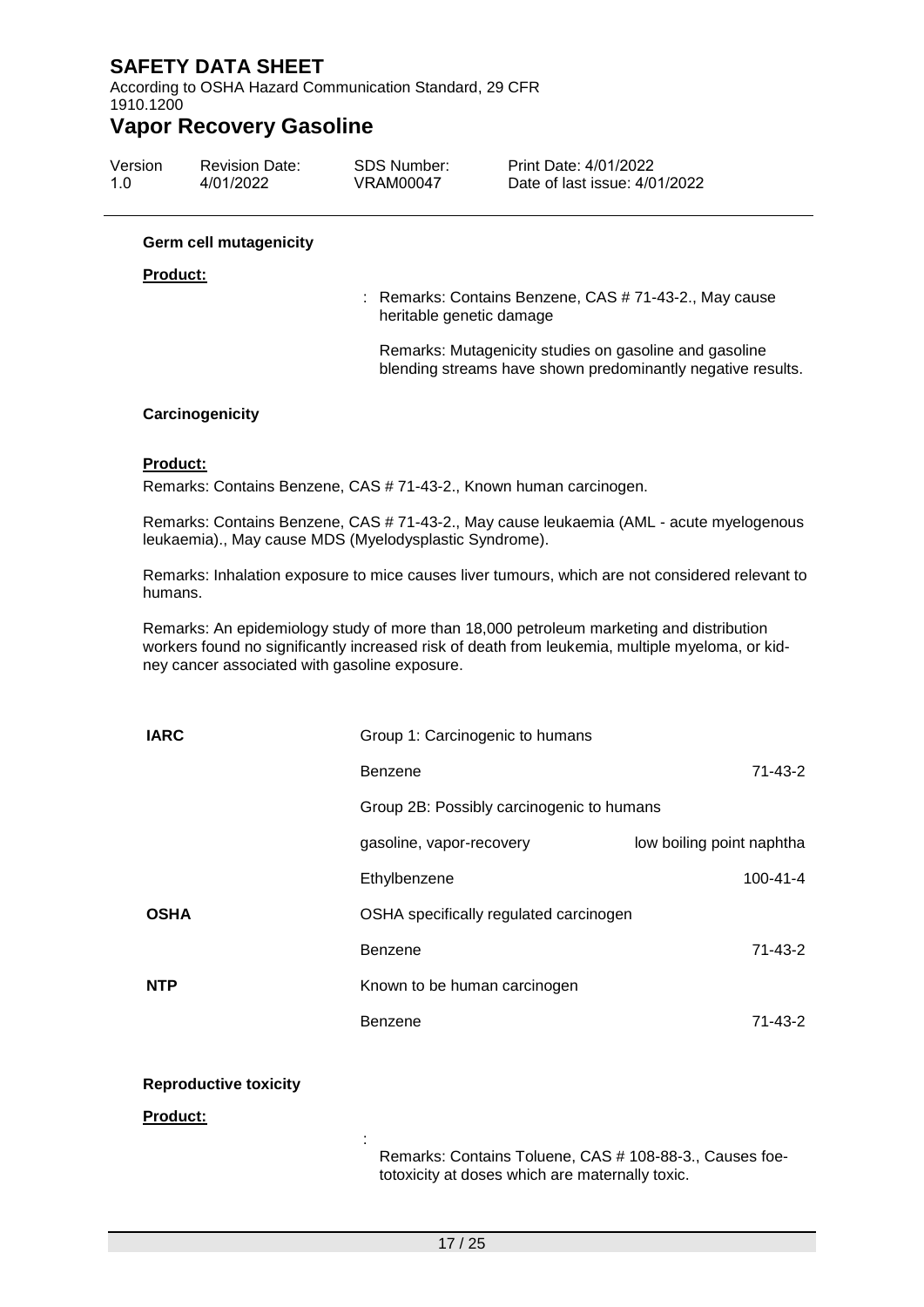### Germ cell mutagenicity

**Product:**

: Remarks: Contains Benzene, CAS # 71-43-2., May cause heritable genetic damage

Remarks: Mutagenicity studies on gasoline and gasoline blending streams have shown predominantly negative results.

### Carcinogenicity

**Product:**

Remarks: Contains Benzene, CAS # 71-43-2., Known human carcinogen.

Remarks: Contains Benzene, CAS # 71-43-2., May cause leukaemia (AML - acute myelogenous leukaemia)., May cause MDS (Myelodysplastic Syndrome).

Remarks: Inhalation exposure to mice causes liver tumours, which are not considered relevant to humans.

Remarks: An epidemiology study of more than 18,000 petroleum marketing and distribution workers found no significantly increased risk of death from leukemia, multiple myeloma, or kidney cancer associated with gasoline exposure.

| | | |
|---|---|---|
| **IARC** | Group 1: Carcinogenic to humans | |
| | Benzene | 71-43-2 |
| | Group 2B: Possibly carcinogenic to humans | |
| | gasoline, vapor-recovery | low boiling point naphtha |
| | Ethylbenzene | 100-41-4 |
| **OSHA** | OSHA specifically regulated carcinogen | |
| | Benzene | 71-43-2 |
| **NTP** | Known to be human carcinogen | |
| | Benzene | 71-43-2 |

### Reproductive toxicity

**Product:**

: Remarks: Contains Toluene, CAS # 108-88-3., Causes foetotoxicity at doses which are maternally toxic.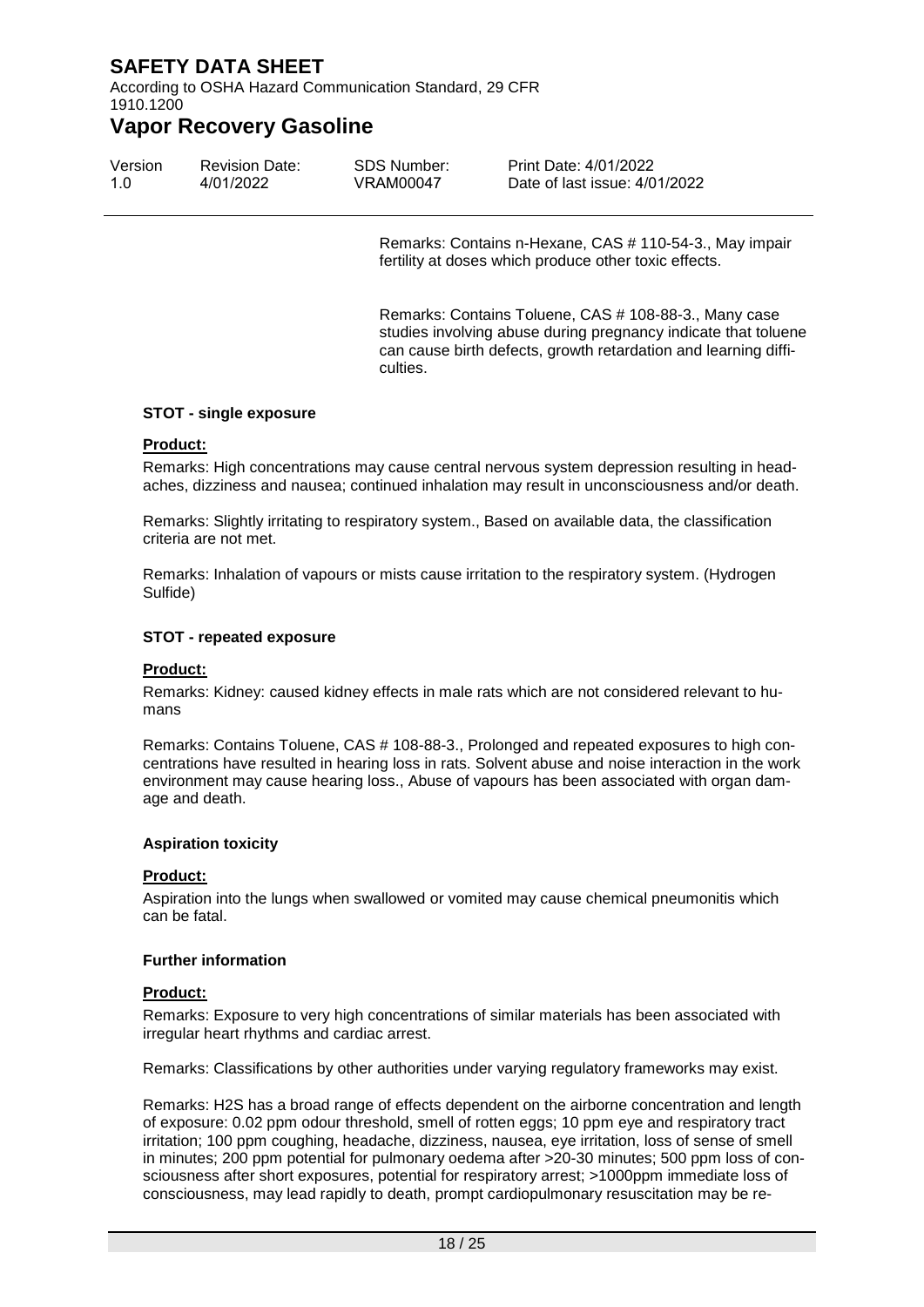Remarks: Contains n-Hexane, CAS # 110-54-3., May impair fertility at doses which produce other toxic effects.

Remarks: Contains Toluene, CAS # 108-88-3., Many case studies involving abuse during pregnancy indicate that toluene can cause birth defects, growth retardation and learning difficulties.

**STOT - single exposure**

**Product:**

Remarks: High concentrations may cause central nervous system depression resulting in headaches, dizziness and nausea; continued inhalation may result in unconsciousness and/or death.

Remarks: Slightly irritating to respiratory system., Based on available data, the classification criteria are not met.

Remarks: Inhalation of vapours or mists cause irritation to the respiratory system. (Hydrogen Sulfide)

**STOT - repeated exposure**

**Product:**

Remarks: Kidney: caused kidney effects in male rats which are not considered relevant to humans

Remarks: Contains Toluene, CAS # 108-88-3., Prolonged and repeated exposures to high concentrations have resulted in hearing loss in rats. Solvent abuse and noise interaction in the work environment may cause hearing loss., Abuse of vapours has been associated with organ damage and death.

**Aspiration toxicity**

**Product:**

Aspiration into the lungs when swallowed or vomited may cause chemical pneumonitis which can be fatal.

**Further information**

**Product:**

Remarks: Exposure to very high concentrations of similar materials has been associated with irregular heart rhythms and cardiac arrest.

Remarks: Classifications by other authorities under varying regulatory frameworks may exist.

Remarks: H2S has a broad range of effects dependent on the airborne concentration and length of exposure: 0.02 ppm odour threshold, smell of rotten eggs; 10 ppm eye and respiratory tract irritation; 100 ppm coughing, headache, dizziness, nausea, eye irritation, loss of sense of smell in minutes; 200 ppm potential for pulmonary oedema after >20-30 minutes; 500 ppm loss of consciousness after short exposures, potential for respiratory arrest; >1000ppm immediate loss of consciousness, may lead rapidly to death, prompt cardiopulmonary resuscitation may be re-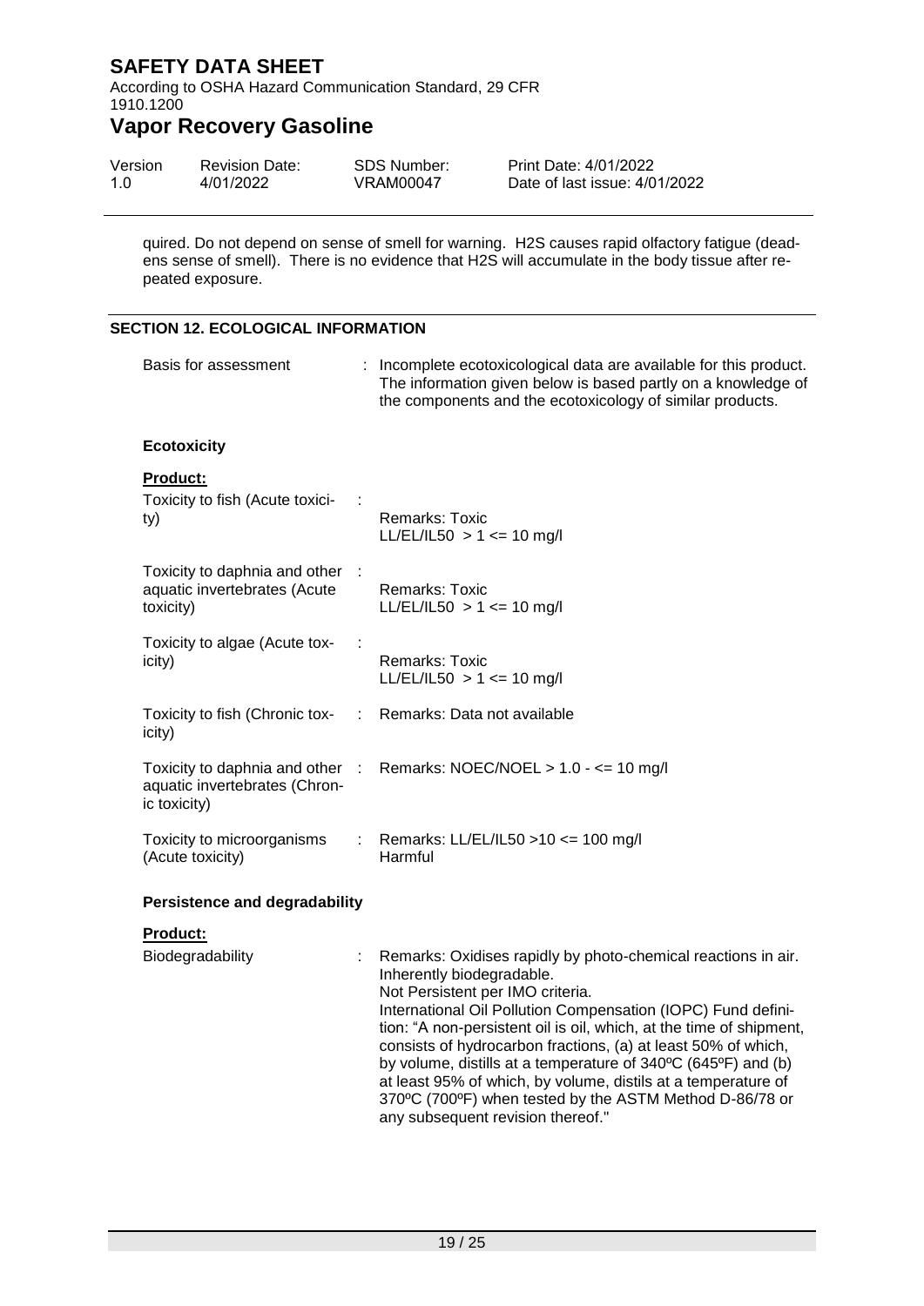quired. Do not depend on sense of smell for warning. H2S causes rapid olfactory fatigue (deadens sense of smell). There is no evidence that H2S will accumulate in the body tissue after repeated exposure.

## SECTION 12. ECOLOGICAL INFORMATION

| | | |
|---|---|---|
| Basis for assessment | : | Incomplete ecotoxicological data are available for this product. The information given below is based partly on a knowledge of the components and the ecotoxicology of similar products. |

### Ecotoxicity

**Product:**

| | | |
|---|---|---|
| Toxicity to fish (Acute toxicity) | : | Remarks: Toxic<br>LL/EL/IL50 > 1 <= 10 mg/l |
| Toxicity to daphnia and other aquatic invertebrates (Acute toxicity) | : | Remarks: Toxic<br>LL/EL/IL50 > 1 <= 10 mg/l |
| Toxicity to algae (Acute toxicity) | : | Remarks: Toxic<br>LL/EL/IL50 > 1 <= 10 mg/l |
| Toxicity to fish (Chronic toxicity) | : | Remarks: Data not available |
| Toxicity to daphnia and other aquatic invertebrates (Chronic toxicity) | : | Remarks: NOEC/NOEL > 1.0 - <= 10 mg/l |
| Toxicity to microorganisms (Acute toxicity) | : | Remarks: LL/EL/IL50 >10 <= 100 mg/l<br>Harmful |

### Persistence and degradability

**Product:**

| | | |
|---|---|---|
| Biodegradability | : | Remarks: Oxidises rapidly by photo-chemical reactions in air.<br>Inherently biodegradable.<br>Not Persistent per IMO criteria.<br>International Oil Pollution Compensation (IOPC) Fund definition: "A non-persistent oil is oil, which, at the time of shipment, consists of hydrocarbon fractions, (a) at least 50% of which, by volume, distills at a temperature of 340ºC (645ºF) and (b) at least 95% of which, by volume, distils at a temperature of 370ºC (700ºF) when tested by the ASTM Method D-86/78 or any subsequent revision thereof." |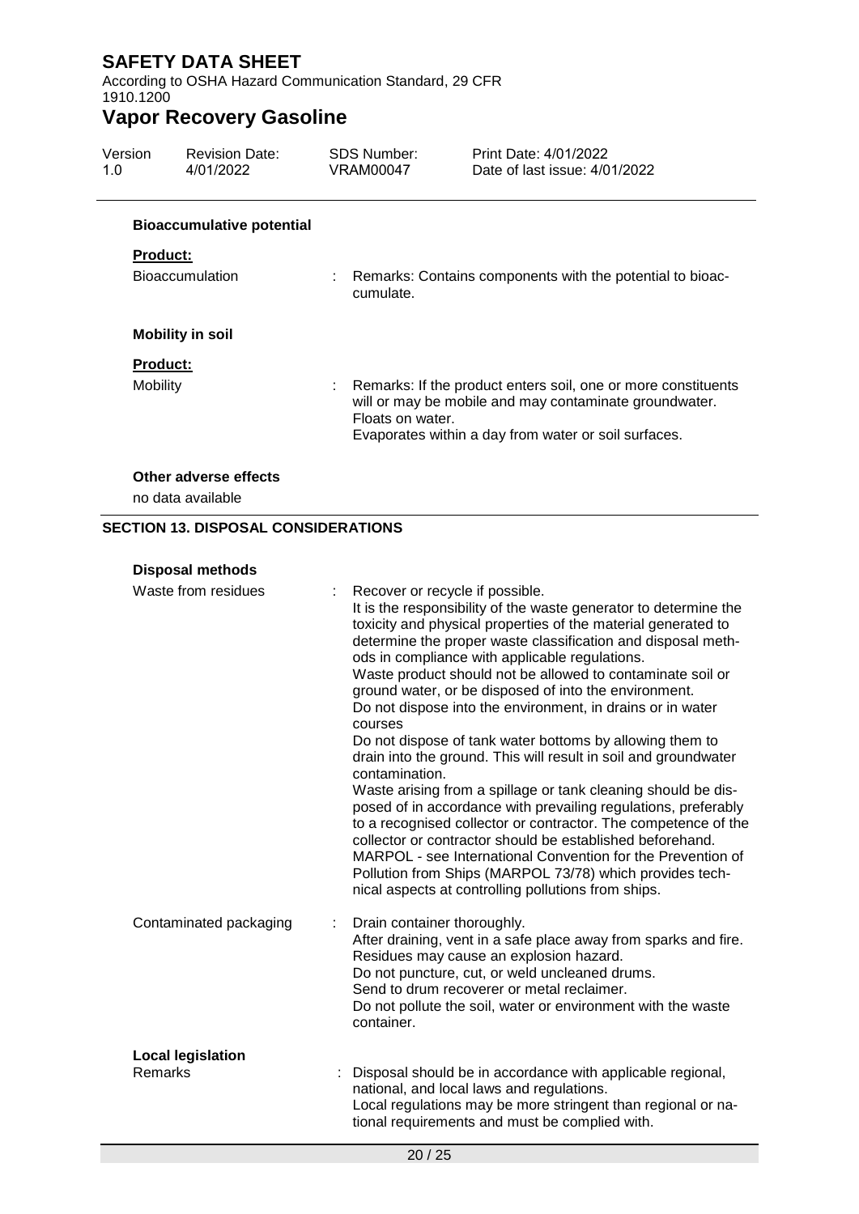**Bioaccumulative potential**

**Product:**

| | | |
|---|---|---|
| Bioaccumulation | : | Remarks: Contains components with the potential to bioaccumulate. |

**Mobility in soil**

**Product:**

| | | |
|---|---|---|
| Mobility | : | Remarks: If the product enters soil, one or more constituents will or may be mobile and may contaminate groundwater.<br>Floats on water.<br>Evaporates within a day from water or soil surfaces. |

**Other adverse effects**

no data available

## SECTION 13. DISPOSAL CONSIDERATIONS

**Disposal methods**

| | | |
|---|---|---|
| Waste from residues | : | Recover or recycle if possible.<br>It is the responsibility of the waste generator to determine the toxicity and physical properties of the material generated to determine the proper waste classification and disposal methods in compliance with applicable regulations.<br>Waste product should not be allowed to contaminate soil or ground water, or be disposed of into the environment.<br>Do not dispose into the environment, in drains or in water courses<br>Do not dispose of tank water bottoms by allowing them to drain into the ground. This will result in soil and groundwater contamination.<br>Waste arising from a spillage or tank cleaning should be disposed of in accordance with prevailing regulations, preferably to a recognised collector or contractor. The competence of the collector or contractor should be established beforehand.<br>MARPOL - see International Convention for the Prevention of Pollution from Ships (MARPOL 73/78) which provides technical aspects at controlling pollutions from ships. |
| Contaminated packaging | : | Drain container thoroughly.<br>After draining, vent in a safe place away from sparks and fire.<br>Residues may cause an explosion hazard.<br>Do not puncture, cut, or weld uncleaned drums.<br>Send to drum recoverer or metal reclaimer.<br>Do not pollute the soil, water or environment with the waste container. |

**Local legislation**

| | | |
|---|---|---|
| Remarks | : | Disposal should be in accordance with applicable regional, national, and local laws and regulations.<br>Local regulations may be more stringent than regional or national requirements and must be complied with. |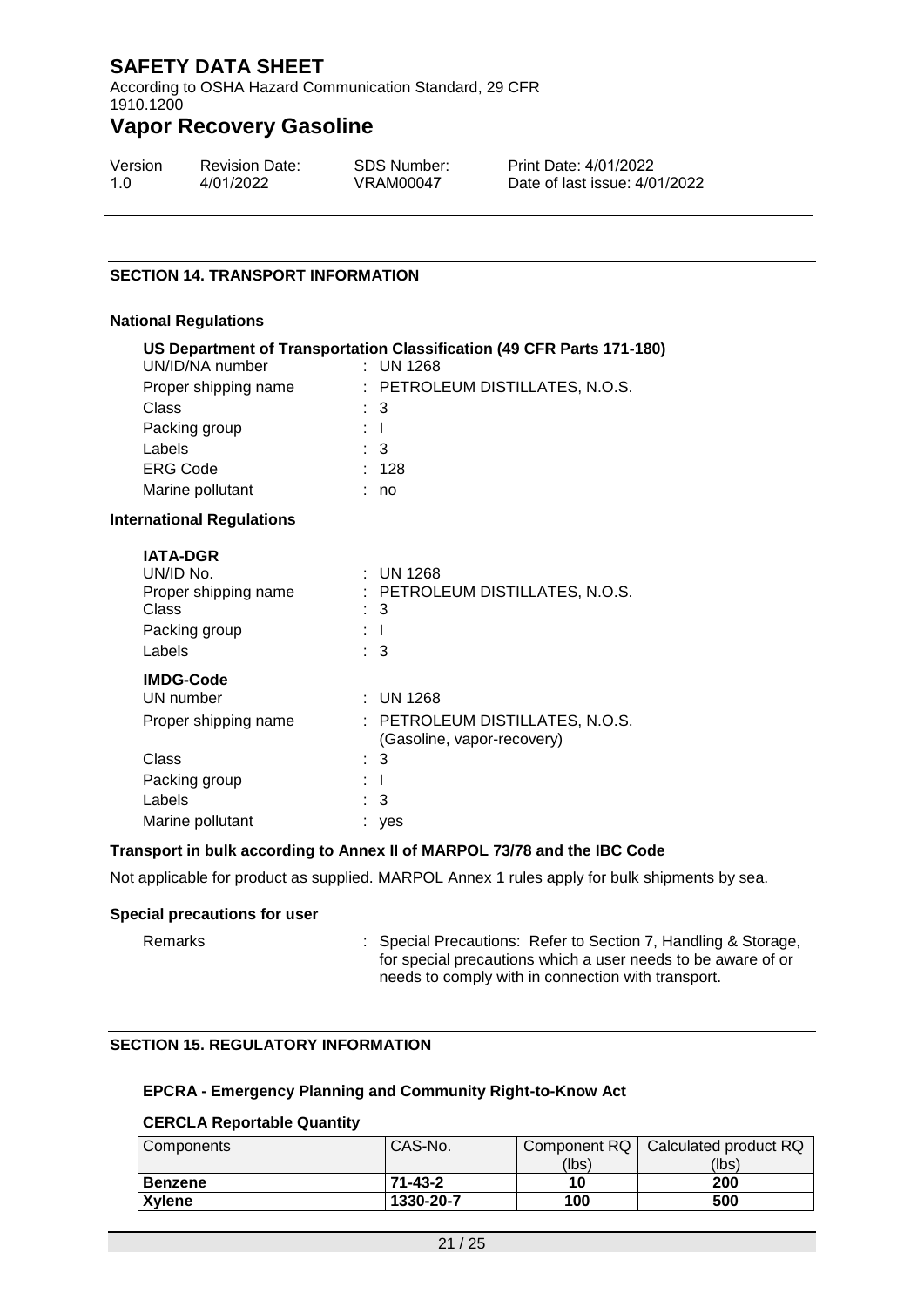## SECTION 14. TRANSPORT INFORMATION

### National Regulations

**US Department of Transportation Classification (49 CFR Parts 171-180)**

UN/ID/NA number : UN 1268
Proper shipping name : PETROLEUM DISTILLATES, N.O.S.
Class : 3
Packing group : I
Labels : 3
ERG Code : 128
Marine pollutant : no

### International Regulations

**IATA-DGR**

UN/ID No. : UN 1268
Proper shipping name : PETROLEUM DISTILLATES, N.O.S.
Class : 3
Packing group : I
Labels : 3

**IMDG-Code**

UN number : UN 1268
Proper shipping name : PETROLEUM DISTILLATES, N.O.S. (Gasoline, vapor-recovery)
Class : 3
Packing group : I
Labels : 3
Marine pollutant : yes

### Transport in bulk according to Annex II of MARPOL 73/78 and the IBC Code

Not applicable for product as supplied. MARPOL Annex 1 rules apply for bulk shipments by sea.

### Special precautions for user

Remarks : Special Precautions: Refer to Section 7, Handling & Storage, for special precautions which a user needs to be aware of or needs to comply with in connection with transport.

## SECTION 15. REGULATORY INFORMATION

### EPCRA - Emergency Planning and Community Right-to-Know Act

**CERCLA Reportable Quantity**

| Components | CAS-No. | Component RQ (lbs) | Calculated product RQ (lbs) |
|---|---|---|---|
| **Benzene** | **71-43-2** | **10** | **200** |
| **Xylene** | **1330-20-7** | **100** | **500** |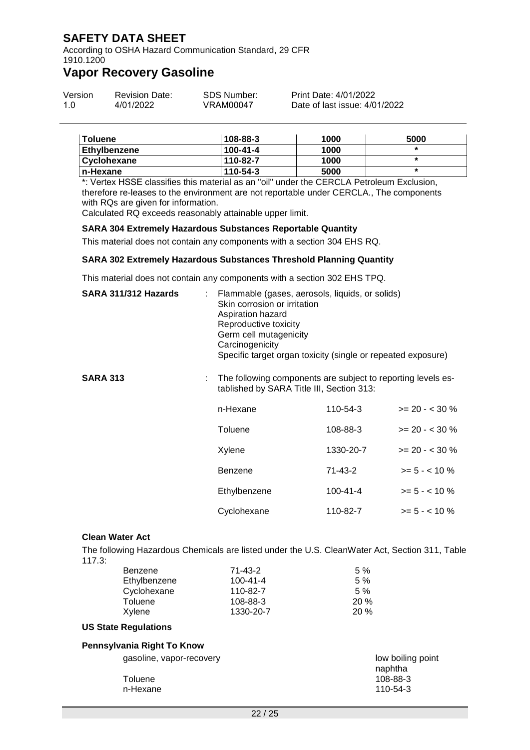| Toluene | 108-88-3 | 1000 | 5000 |
|---|---|---|---|
| Ethylbenzene | 100-41-4 | 1000 | * |
| Cyclohexane | 110-82-7 | 1000 | * |
| n-Hexane | 110-54-3 | 5000 | * |

*: Vertex HSSE classifies this material as an "oil" under the CERCLA Petroleum Exclusion, therefore re-leases to the environment are not reportable under CERCLA., The components with RQs are given for information.
Calculated RQ exceeds reasonably attainable upper limit.

**SARA 304 Extremely Hazardous Substances Reportable Quantity**

This material does not contain any components with a section 304 EHS RQ.

**SARA 302 Extremely Hazardous Substances Threshold Planning Quantity**

This material does not contain any components with a section 302 EHS TPQ.

**SARA 311/312 Hazards** : Flammable (gases, aerosols, liquids, or solids)
Skin corrosion or irritation
Aspiration hazard
Reproductive toxicity
Germ cell mutagenicity
Carcinogenicity
Specific target organ toxicity (single or repeated exposure)

**SARA 313** : The following components are subject to reporting levels established by SARA Title III, Section 313:

| | | |
|---|---|---|
| n-Hexane | 110-54-3 | >= 20 - < 30 % |
| Toluene | 108-88-3 | >= 20 - < 30 % |
| Xylene | 1330-20-7 | >= 20 - < 30 % |
| Benzene | 71-43-2 | >= 5 - < 10 % |
| Ethylbenzene | 100-41-4 | >= 5 - < 10 % |
| Cyclohexane | 110-82-7 | >= 5 - < 10 % |

**Clean Water Act**

The following Hazardous Chemicals are listed under the U.S. CleanWater Act, Section 311, Table 117.3:

| | | |
|---|---|---|
| Benzene | 71-43-2 | 5 % |
| Ethylbenzene | 100-41-4 | 5 % |
| Cyclohexane | 110-82-7 | 5 % |
| Toluene | 108-88-3 | 20 % |
| Xylene | 1330-20-7 | 20 % |

**US State Regulations**

**Pennsylvania Right To Know**

| | |
|---|---|
| gasoline, vapor-recovery | low boiling point naphtha |
| Toluene | 108-88-3 |
| n-Hexane | 110-54-3 |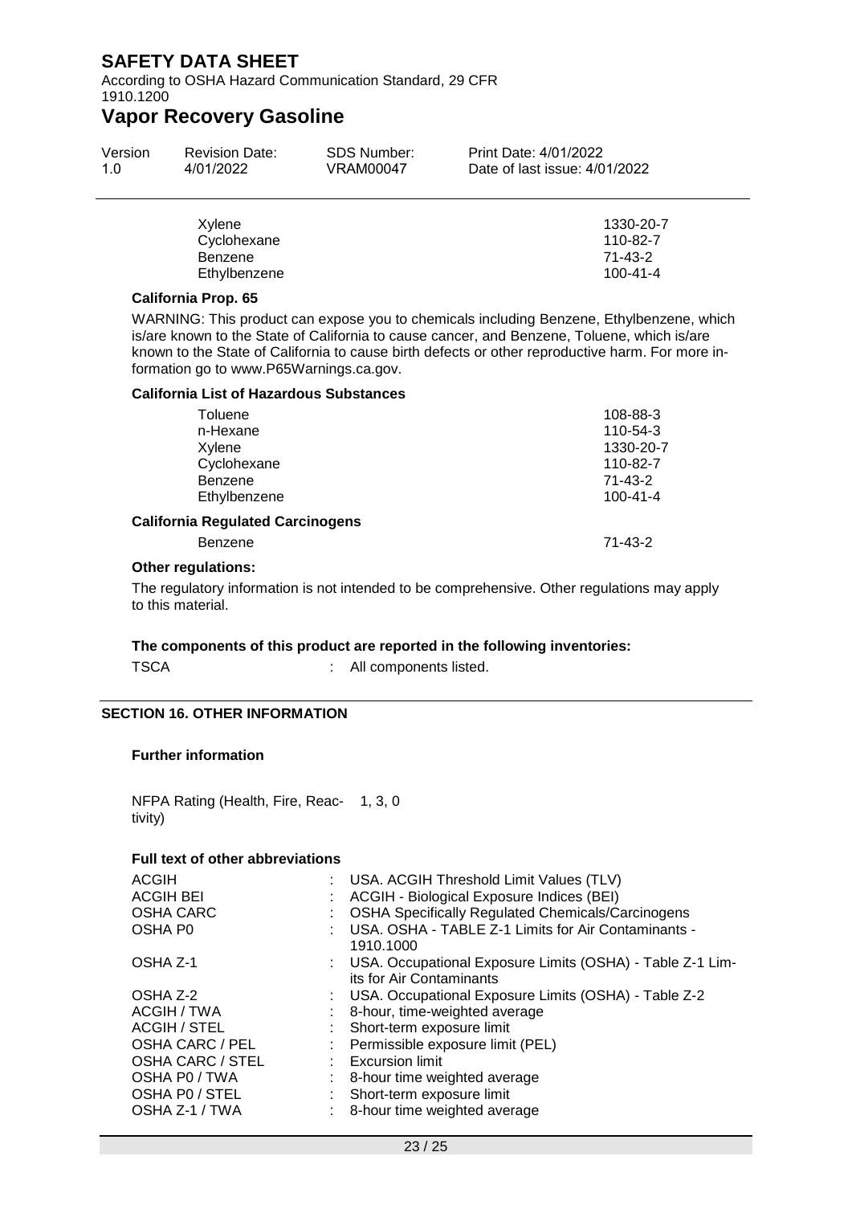| | |
|---|---|
| Xylene | 1330-20-7 |
| Cyclohexane | 110-82-7 |
| Benzene | 71-43-2 |
| Ethylbenzene | 100-41-4 |

**California Prop. 65**

WARNING: This product can expose you to chemicals including Benzene, Ethylbenzene, which is/are known to the State of California to cause cancer, and Benzene, Toluene, which is/are known to the State of California to cause birth defects or other reproductive harm. For more information go to www.P65Warnings.ca.gov.

**California List of Hazardous Substances**

| | |
|---|---|
| Toluene | 108-88-3 |
| n-Hexane | 110-54-3 |
| Xylene | 1330-20-7 |
| Cyclohexane | 110-82-7 |
| Benzene | 71-43-2 |
| Ethylbenzene | 100-41-4 |

**California Regulated Carcinogens**

| | |
|---|---|
| Benzene | 71-43-2 |

**Other regulations:**

The regulatory information is not intended to be comprehensive. Other regulations may apply to this material.

**The components of this product are reported in the following inventories:**

TSCA : All components listed.

## SECTION 16. OTHER INFORMATION

**Further information**

NFPA Rating (Health, Fire, Reactivity) 1, 3, 0

**Full text of other abbreviations**

| | |
|---|---|
| ACGIH | : USA. ACGIH Threshold Limit Values (TLV) |
| ACGIH BEI | : ACGIH - Biological Exposure Indices (BEI) |
| OSHA CARC | : OSHA Specifically Regulated Chemicals/Carcinogens |
| OSHA P0 | : USA. OSHA - TABLE Z-1 Limits for Air Contaminants - 1910.1000 |
| OSHA Z-1 | : USA. Occupational Exposure Limits (OSHA) - Table Z-1 Limits for Air Contaminants |
| OSHA Z-2 | : USA. Occupational Exposure Limits (OSHA) - Table Z-2 |
| ACGIH / TWA | : 8-hour, time-weighted average |
| ACGIH / STEL | : Short-term exposure limit |
| OSHA CARC / PEL | : Permissible exposure limit (PEL) |
| OSHA CARC / STEL | : Excursion limit |
| OSHA P0 / TWA | : 8-hour time weighted average |
| OSHA P0 / STEL | : Short-term exposure limit |
| OSHA Z-1 / TWA | : 8-hour time weighted average |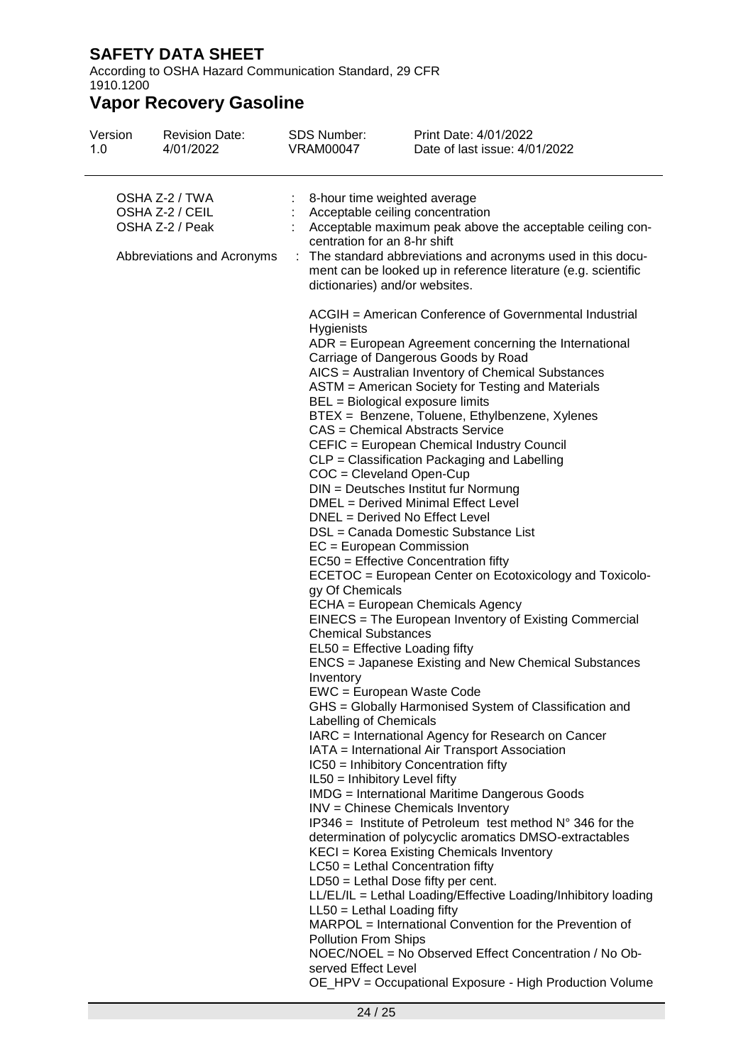| | | |
|---|---|---|
| OSHA Z-2 / TWA | : | 8-hour time weighted average |
| OSHA Z-2 / CEIL | : | Acceptable ceiling concentration |
| OSHA Z-2 / Peak | : | Acceptable maximum peak above the acceptable ceiling concentration for an 8-hr shift |
| Abbreviations and Acronyms | : | The standard abbreviations and acronyms used in this document can be looked up in reference literature (e.g. scientific dictionaries) and/or websites. |

ACGIH = American Conference of Governmental Industrial Hygienists
ADR = European Agreement concerning the International Carriage of Dangerous Goods by Road
AICS = Australian Inventory of Chemical Substances
ASTM = American Society for Testing and Materials
BEL = Biological exposure limits
BTEX = Benzene, Toluene, Ethylbenzene, Xylenes
CAS = Chemical Abstracts Service
CEFIC = European Chemical Industry Council
CLP = Classification Packaging and Labelling
COC = Cleveland Open-Cup
DIN = Deutsches Institut fur Normung
DMEL = Derived Minimal Effect Level
DNEL = Derived No Effect Level
DSL = Canada Domestic Substance List
EC = European Commission
EC50 = Effective Concentration fifty
ECETOC = European Center on Ecotoxicology and Toxicology Of Chemicals
ECHA = European Chemicals Agency
EINECS = The European Inventory of Existing Commercial Chemical Substances
EL50 = Effective Loading fifty
ENCS = Japanese Existing and New Chemical Substances Inventory
EWC = European Waste Code
GHS = Globally Harmonised System of Classification and Labelling of Chemicals
IARC = International Agency for Research on Cancer
IATA = International Air Transport Association
IC50 = Inhibitory Concentration fifty
IL50 = Inhibitory Level fifty
IMDG = International Maritime Dangerous Goods
INV = Chinese Chemicals Inventory
IP346 = Institute of Petroleum test method N° 346 for the determination of polycyclic aromatics DMSO-extractables
KECI = Korea Existing Chemicals Inventory
LC50 = Lethal Concentration fifty
LD50 = Lethal Dose fifty per cent.
LL/EL/IL = Lethal Loading/Effective Loading/Inhibitory loading
LL50 = Lethal Loading fifty
MARPOL = International Convention for the Prevention of Pollution From Ships
NOEC/NOEL = No Observed Effect Concentration / No Observed Effect Level
OE_HPV = Occupational Exposure - High Production Volume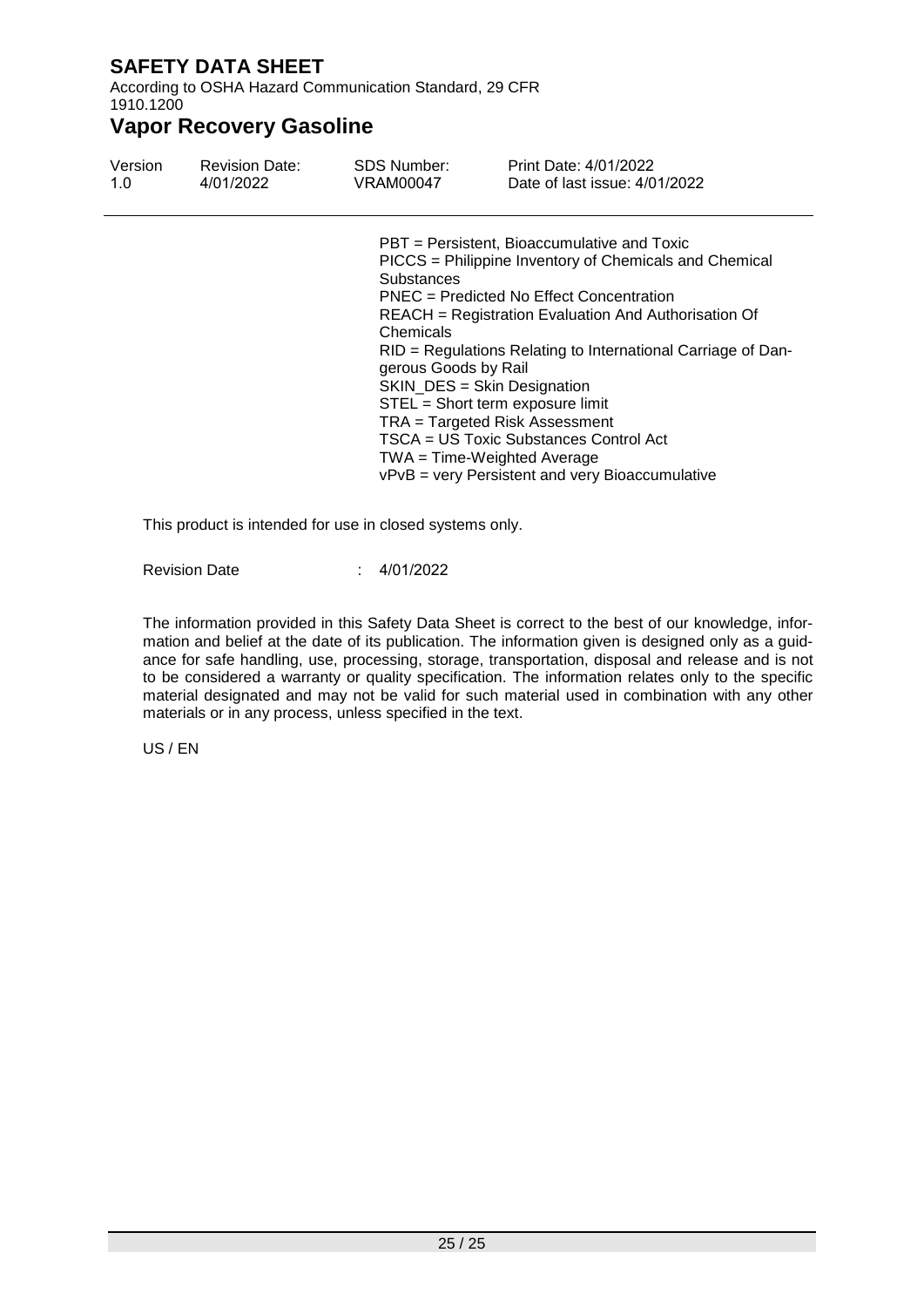PBT = Persistent, Bioaccumulative and Toxic
PICCS = Philippine Inventory of Chemicals and Chemical Substances
PNEC = Predicted No Effect Concentration
REACH = Registration Evaluation And Authorisation Of Chemicals
RID = Regulations Relating to International Carriage of Dangerous Goods by Rail
SKIN_DES = Skin Designation
STEL = Short term exposure limit
TRA = Targeted Risk Assessment
TSCA = US Toxic Substances Control Act
TWA = Time-Weighted Average
vPvB = very Persistent and very Bioaccumulative

This product is intended for use in closed systems only.

Revision Date : 4/01/2022

The information provided in this Safety Data Sheet is correct to the best of our knowledge, information and belief at the date of its publication. The information given is designed only as a guidance for safe handling, use, processing, storage, transportation, disposal and release and is not to be considered a warranty or quality specification. The information relates only to the specific material designated and may not be valid for such material used in combination with any other materials or in any process, unless specified in the text.

US / EN